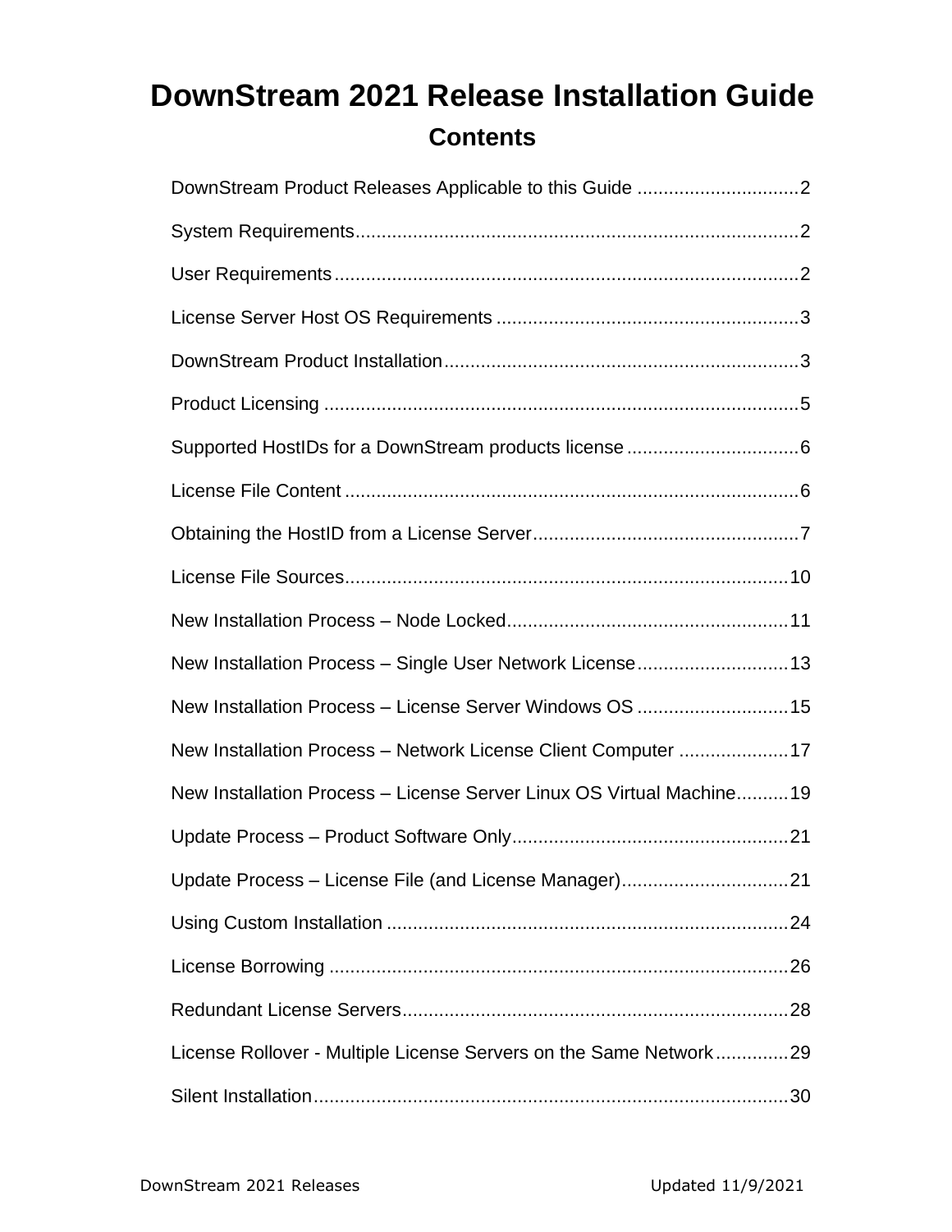# DownStream 2021 Release Installation Guide

## Contents

DownStream Product Releases Applicable to this Guide ............................... 2

System Requirements ............................................................................ 2

User Requirements ............................................................................... 2

License Server Host OS Requirements ........................................................ 3

DownStream Product Installation .............................................................. 3

Product Licensing ................................................................................. 5

Supported HostIDs for a DownStream products license ................................. 6

License File Content .............................................................................. 6

Obtaining the HostID from a License Server .................................................. 7

License File Sources ............................................................................... 10

New Installation Process – Node Locked ..................................................... 11

New Installation Process – Single User Network License ............................... 13

New Installation Process – License Server Windows OS ................................ 15

New Installation Process – Network License Client Computer ......................... 17

New Installation Process – License Server Linux OS Virtual Machine .............. 19

Update Process – Product Software Only ..................................................... 21

Update Process – License File (and License Manager) .................................. 21

Using Custom Installation ........................................................................ 24

License Borrowing .................................................................................. 26

Redundant License Servers ...................................................................... 28

License Rollover - Multiple License Servers on the Same Network .................. 29

Silent Installation .................................................................................... 30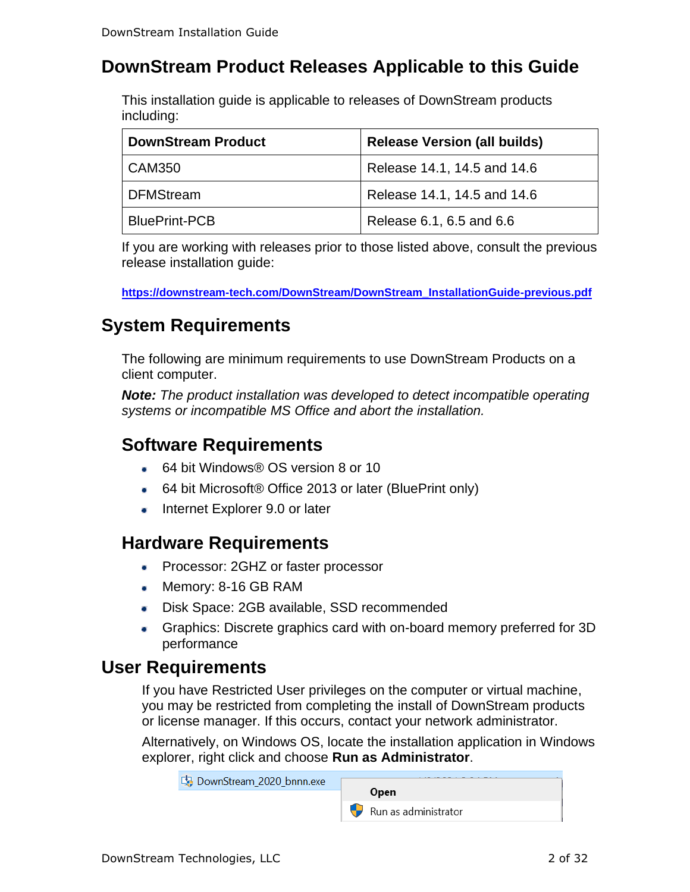# DownStream Product Releases Applicable to this Guide

This installation guide is applicable to releases of DownStream products including:

| DownStream Product | Release Version (all builds) |
|---|---|
| CAM350 | Release 14.1, 14.5 and 14.6 |
| DFMStream | Release 14.1, 14.5 and 14.6 |
| BluePrint-PCB | Release 6.1, 6.5 and 6.6 |

If you are working with releases prior to those listed above, consult the previous release installation guide:

**https://downstream-tech.com/DownStream/DownStream_InstallationGuide-previous.pdf**

# System Requirements

The following are minimum requirements to use DownStream Products on a client computer.

***Note:*** *The product installation was developed to detect incompatible operating systems or incompatible MS Office and abort the installation.*

## Software Requirements

- 64 bit Windows® OS version 8 or 10
- 64 bit Microsoft® Office 2013 or later (BluePrint only)
- Internet Explorer 9.0 or later

## Hardware Requirements

- Processor: 2GHZ or faster processor
- Memory: 8-16 GB RAM
- Disk Space: 2GB available, SSD recommended
- Graphics: Discrete graphics card with on-board memory preferred for 3D performance

# User Requirements

If you have Restricted User privileges on the computer or virtual machine, you may be restricted from completing the install of DownStream products or license manager. If this occurs, contact your network administrator.

Alternatively, on Windows OS, locate the installation application in Windows explorer, right click and choose **Run as Administrator**.

DownStream_2020_bnnn.exe

**Open**

Run as administrator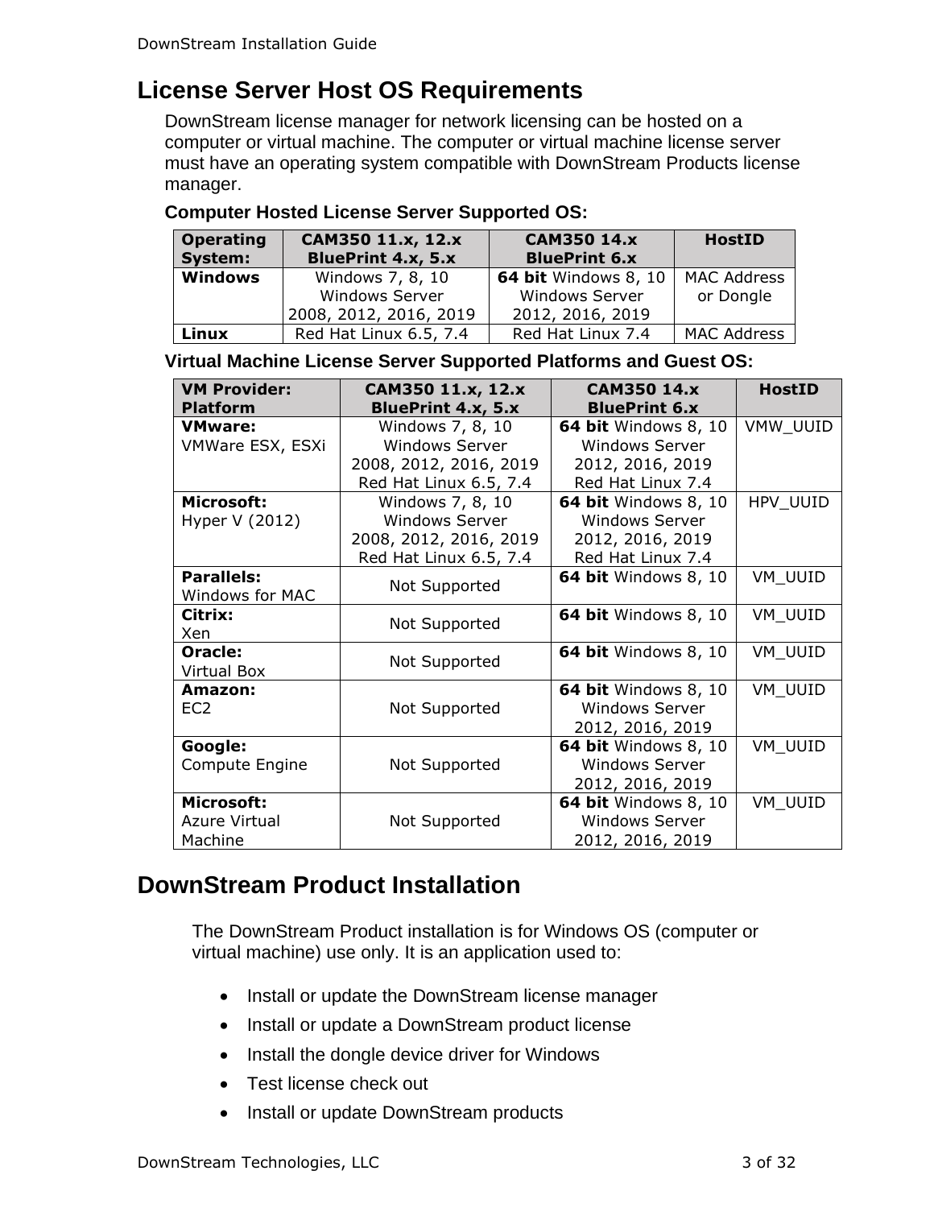# License Server Host OS Requirements

DownStream license manager for network licensing can be hosted on a computer or virtual machine. The computer or virtual machine license server must have an operating system compatible with DownStream Products license manager.

**Computer Hosted License Server Supported OS:**

| Operating System: | CAM350 11.x, 12.x BluePrint 4.x, 5.x | CAM350 14.x BluePrint 6.x | HostID |
|---|---|---|---|
| **Windows** | Windows 7, 8, 10 Windows Server 2008, 2012, 2016, 2019 | **64 bit** Windows 8, 10 Windows Server 2012, 2016, 2019 | MAC Address or Dongle |
| **Linux** | Red Hat Linux 6.5, 7.4 | Red Hat Linux 7.4 | MAC Address |

**Virtual Machine License Server Supported Platforms and Guest OS:**

| VM Provider: Platform | CAM350 11.x, 12.x BluePrint 4.x, 5.x | CAM350 14.x BluePrint 6.x | HostID |
|---|---|---|---|
| **VMware:** VMWare ESX, ESXi | Windows 7, 8, 10 Windows Server 2008, 2012, 2016, 2019 Red Hat Linux 6.5, 7.4 | **64 bit** Windows 8, 10 Windows Server 2012, 2016, 2019 Red Hat Linux 7.4 | VMW_UUID |
| **Microsoft:** Hyper V (2012) | Windows 7, 8, 10 Windows Server 2008, 2012, 2016, 2019 Red Hat Linux 6.5, 7.4 | **64 bit** Windows 8, 10 Windows Server 2012, 2016, 2019 Red Hat Linux 7.4 | HPV_UUID |
| **Parallels:** Windows for MAC | Not Supported | **64 bit** Windows 8, 10 | VM_UUID |
| **Citrix:** Xen | Not Supported | **64 bit** Windows 8, 10 | VM_UUID |
| **Oracle:** Virtual Box | Not Supported | **64 bit** Windows 8, 10 | VM_UUID |
| **Amazon:** EC2 | Not Supported | **64 bit** Windows 8, 10 Windows Server 2012, 2016, 2019 | VM_UUID |
| **Google:** Compute Engine | Not Supported | **64 bit** Windows 8, 10 Windows Server 2012, 2016, 2019 | VM_UUID |
| **Microsoft:** Azure Virtual Machine | Not Supported | **64 bit** Windows 8, 10 Windows Server 2012, 2016, 2019 | VM_UUID |

# DownStream Product Installation

The DownStream Product installation is for Windows OS (computer or virtual machine) use only. It is an application used to:

- Install or update the DownStream license manager
- Install or update a DownStream product license
- Install the dongle device driver for Windows
- Test license check out
- Install or update DownStream products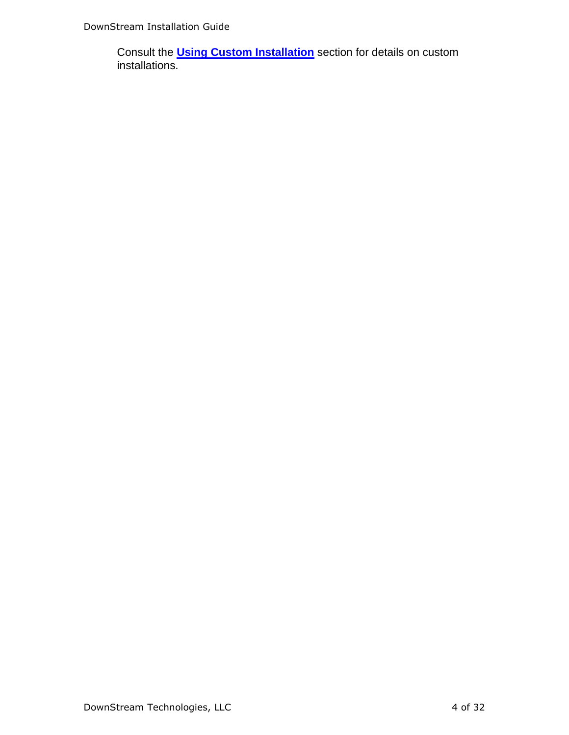Consult the **Using Custom Installation** section for details on custom installations.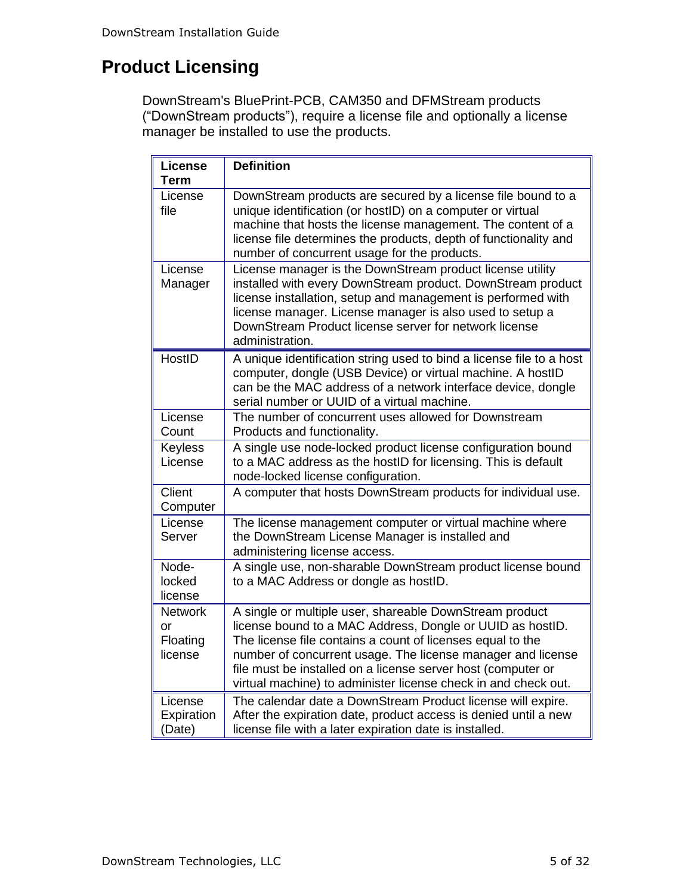# Product Licensing

DownStream's BluePrint-PCB, CAM350 and DFMStream products (“DownStream products”), require a license file and optionally a license manager be installed to use the products.

| License Term | Definition |
|---|---|
| License file | DownStream products are secured by a license file bound to a unique identification (or hostID) on a computer or virtual machine that hosts the license management. The content of a license file determines the products, depth of functionality and number of concurrent usage for the products. |
| License Manager | License manager is the DownStream product license utility installed with every DownStream product. DownStream product license installation, setup and management is performed with license manager. License manager is also used to setup a DownStream Product license server for network license administration. |
| HostID | A unique identification string used to bind a license file to a host computer, dongle (USB Device) or virtual machine. A hostID can be the MAC address of a network interface device, dongle serial number or UUID of a virtual machine. |
| License Count | The number of concurrent uses allowed for Downstream Products and functionality. |
| Keyless License | A single use node-locked product license configuration bound to a MAC address as the hostID for licensing. This is default node-locked license configuration. |
| Client Computer | A computer that hosts DownStream products for individual use. |
| License Server | The license management computer or virtual machine where the DownStream License Manager is installed and administering license access. |
| Node-locked license | A single use, non-sharable DownStream product license bound to a MAC Address or dongle as hostID. |
| Network or Floating license | A single or multiple user, shareable DownStream product license bound to a MAC Address, Dongle or UUID as hostID. The license file contains a count of licenses equal to the number of concurrent usage. The license manager and license file must be installed on a license server host (computer or virtual machine) to administer license check in and check out. |
| License Expiration (Date) | The calendar date a DownStream Product license will expire. After the expiration date, product access is denied until a new license file with a later expiration date is installed. |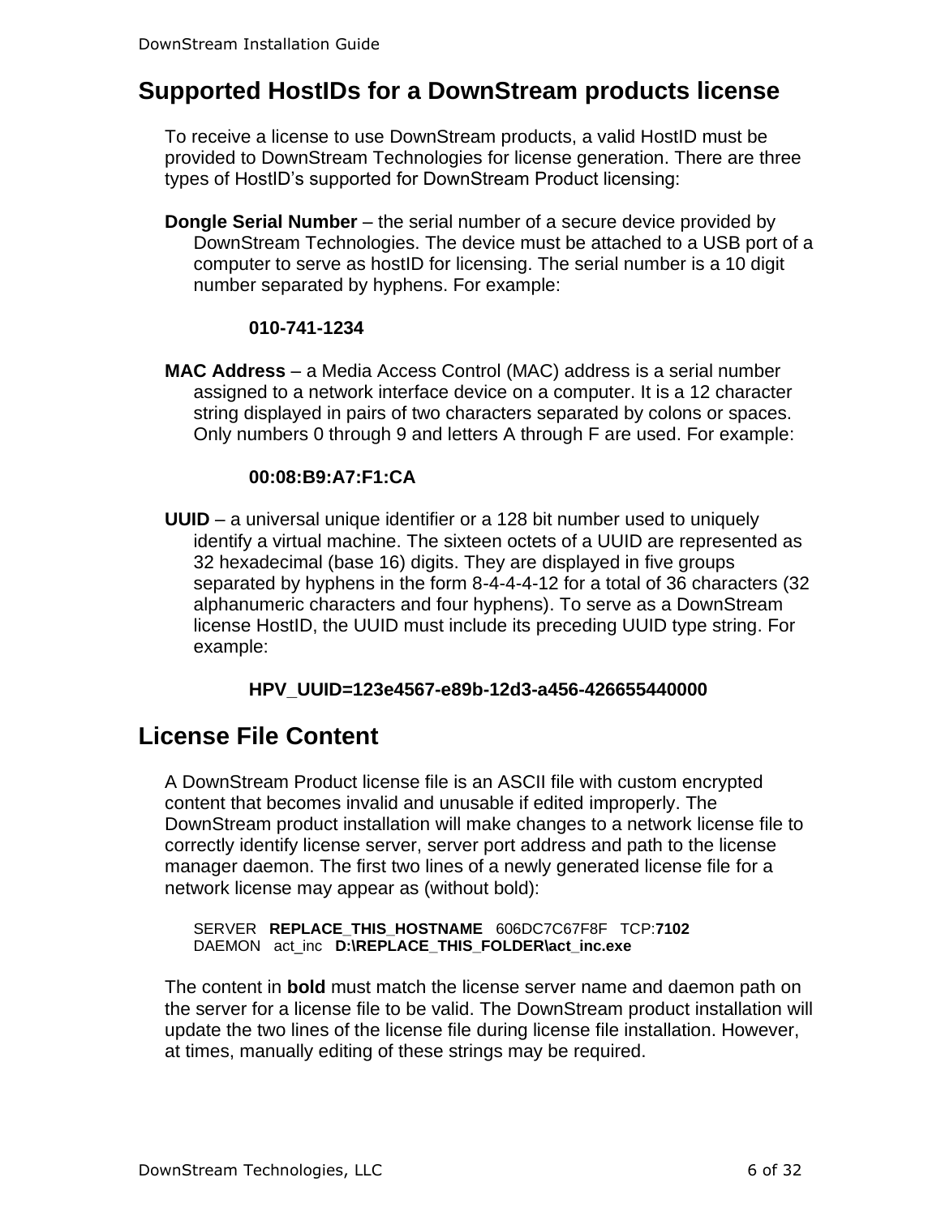## Supported HostIDs for a DownStream products license

To receive a license to use DownStream products, a valid HostID must be provided to DownStream Technologies for license generation. There are three types of HostID's supported for DownStream Product licensing:

**Dongle Serial Number** – the serial number of a secure device provided by DownStream Technologies. The device must be attached to a USB port of a computer to serve as hostID for licensing. The serial number is a 10 digit number separated by hyphens. For example:

**010-741-1234**

**MAC Address** – a Media Access Control (MAC) address is a serial number assigned to a network interface device on a computer. It is a 12 character string displayed in pairs of two characters separated by colons or spaces. Only numbers 0 through 9 and letters A through F are used. For example:

**00:08:B9:A7:F1:CA**

**UUID** – a universal unique identifier or a 128 bit number used to uniquely identify a virtual machine. The sixteen octets of a UUID are represented as 32 hexadecimal (base 16) digits. They are displayed in five groups separated by hyphens in the form 8-4-4-4-12 for a total of 36 characters (32 alphanumeric characters and four hyphens). To serve as a DownStream license HostID, the UUID must include its preceding UUID type string. For example:

**HPV_UUID=123e4567-e89b-12d3-a456-426655440000**

## License File Content

A DownStream Product license file is an ASCII file with custom encrypted content that becomes invalid and unusable if edited improperly. The DownStream product installation will make changes to a network license file to correctly identify license server, server port address and path to the license manager daemon. The first two lines of a newly generated license file for a network license may appear as (without bold):

SERVER **REPLACE_THIS_HOSTNAME** 606DC7C67F8F TCP:**7102**
DAEMON act_inc **D:\REPLACE_THIS_FOLDER\act_inc.exe**

The content in **bold** must match the license server name and daemon path on the server for a license file to be valid. The DownStream product installation will update the two lines of the license file during license file installation. However, at times, manually editing of these strings may be required.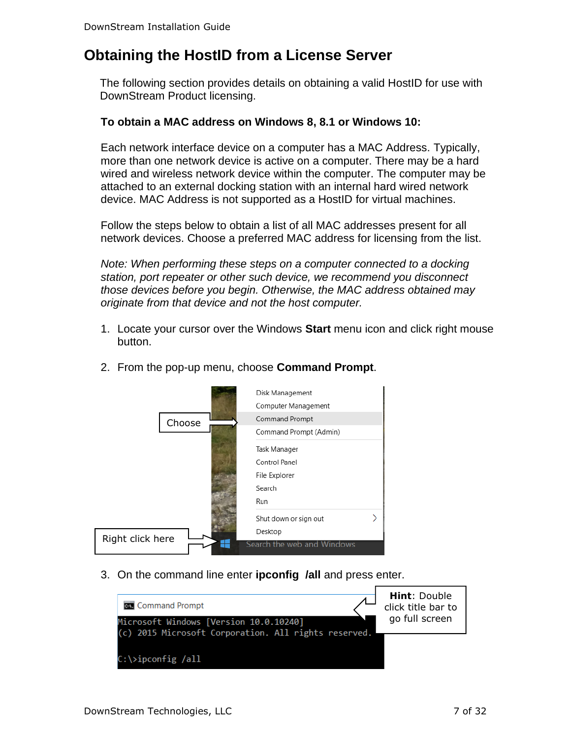## Obtaining the HostID from a License Server

The following section provides details on obtaining a valid HostID for use with DownStream Product licensing.

**To obtain a MAC address on Windows 8, 8.1 or Windows 10:**

Each network interface device on a computer has a MAC Address. Typically, more than one network device is active on a computer. There may be a hard wired and wireless network device within the computer. The computer may be attached to an external docking station with an internal hard wired network device. MAC Address is not supported as a HostID for virtual machines.

Follow the steps below to obtain a list of all MAC addresses present for all network devices. Choose a preferred MAC address for licensing from the list.

*Note: When performing these steps on a computer connected to a docking station, port repeater or other such device, we recommend you disconnect those devices before you begin. Otherwise, the MAC address obtained may originate from that device and not the host computer.*

1. Locate your cursor over the Windows **Start** menu icon and click right mouse button.

2. From the pop-up menu, choose **Command Prompt**.

3. On the command line enter **ipconfig /all** and press enter.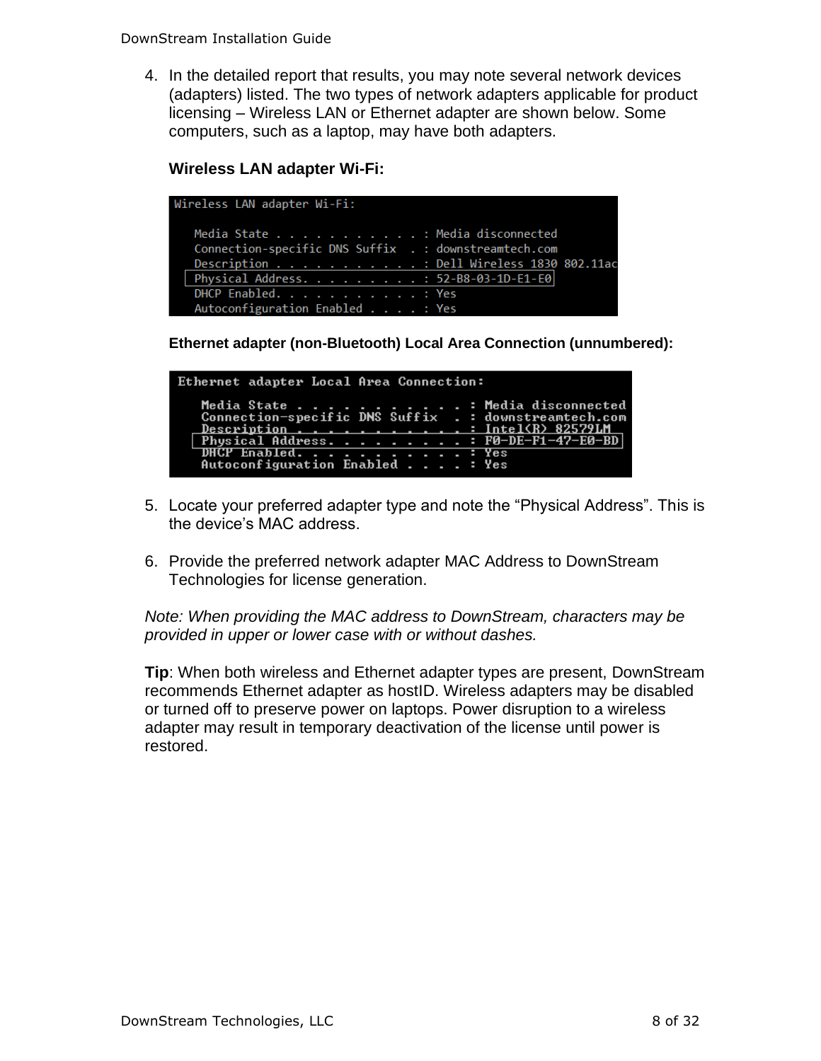4. In the detailed report that results, you may note several network devices (adapters) listed. The two types of network adapters applicable for product licensing – Wireless LAN or Ethernet adapter are shown below. Some computers, such as a laptop, may have both adapters.

   **Wireless LAN adapter Wi-Fi:**

   ```
   Wireless LAN adapter Wi-Fi:

      Media State . . . . . . . . . . . : Media disconnected
      Connection-specific DNS Suffix  . : downstreamtech.com
      Description . . . . . . . . . . . : Dell Wireless 1830 802.11ac
      Physical Address. . . . . . . . . : 52-B8-03-1D-E1-E0
      DHCP Enabled. . . . . . . . . . . : Yes
      Autoconfiguration Enabled . . . . : Yes
   ```

   **Ethernet adapter (non-Bluetooth) Local Area Connection (unnumbered):**

   ```
   Ethernet adapter Local Area Connection:

      Media State . . . . . . . . . . . : Media disconnected
      Connection-specific DNS Suffix  . : downstreamtech.com
      Description . . . . . . . . . . . : Intel(R) 82579LM
      Physical Address. . . . . . . . . : F0-DE-F1-47-E0-BD
      DHCP Enabled. . . . . . . . . . . : Yes
      Autoconfiguration Enabled . . . . : Yes
   ```

5. Locate your preferred adapter type and note the "Physical Address". This is the device's MAC address.

6. Provide the preferred network adapter MAC Address to DownStream Technologies for license generation.

*Note: When providing the MAC address to DownStream, characters may be provided in upper or lower case with or without dashes.*

**Tip**: When both wireless and Ethernet adapter types are present, DownStream recommends Ethernet adapter as hostID. Wireless adapters may be disabled or turned off to preserve power on laptops. Power disruption to a wireless adapter may result in temporary deactivation of the license until power is restored.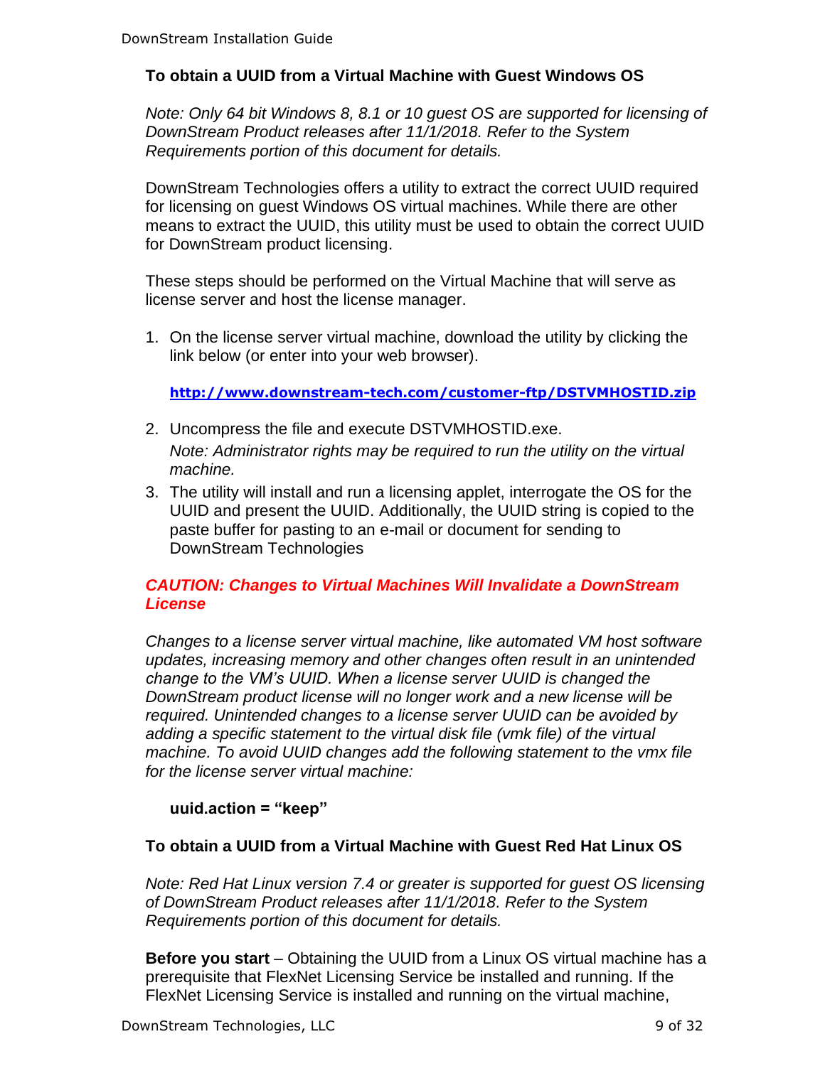### To obtain a UUID from a Virtual Machine with Guest Windows OS

*Note: Only 64 bit Windows 8, 8.1 or 10 guest OS are supported for licensing of DownStream Product releases after 11/1/2018. Refer to the System Requirements portion of this document for details.*

DownStream Technologies offers a utility to extract the correct UUID required for licensing on guest Windows OS virtual machines. While there are other means to extract the UUID, this utility must be used to obtain the correct UUID for DownStream product licensing.

These steps should be performed on the Virtual Machine that will serve as license server and host the license manager.

1. On the license server virtual machine, download the utility by clicking the link below (or enter into your web browser).

   **http://www.downstream-tech.com/customer-ftp/DSTVMHOSTID.zip**

2. Uncompress the file and execute DSTVMHOSTID.exe.
   *Note: Administrator rights may be required to run the utility on the virtual machine.*
3. The utility will install and run a licensing applet, interrogate the OS for the UUID and present the UUID. Additionally, the UUID string is copied to the paste buffer for pasting to an e-mail or document for sending to DownStream Technologies

***CAUTION: Changes to Virtual Machines Will Invalidate a DownStream License***

*Changes to a license server virtual machine, like automated VM host software updates, increasing memory and other changes often result in an unintended change to the VM's UUID. When a license server UUID is changed the DownStream product license will no longer work and a new license will be required. Unintended changes to a license server UUID can be avoided by adding a specific statement to the virtual disk file (vmk file) of the virtual machine. To avoid UUID changes add the following statement to the vmx file for the license server virtual machine:*

**uuid.action = "keep"**

### To obtain a UUID from a Virtual Machine with Guest Red Hat Linux OS

*Note: Red Hat Linux version 7.4 or greater is supported for guest OS licensing of DownStream Product releases after 11/1/2018. Refer to the System Requirements portion of this document for details.*

**Before you start** – Obtaining the UUID from a Linux OS virtual machine has a prerequisite that FlexNet Licensing Service be installed and running. If the FlexNet Licensing Service is installed and running on the virtual machine,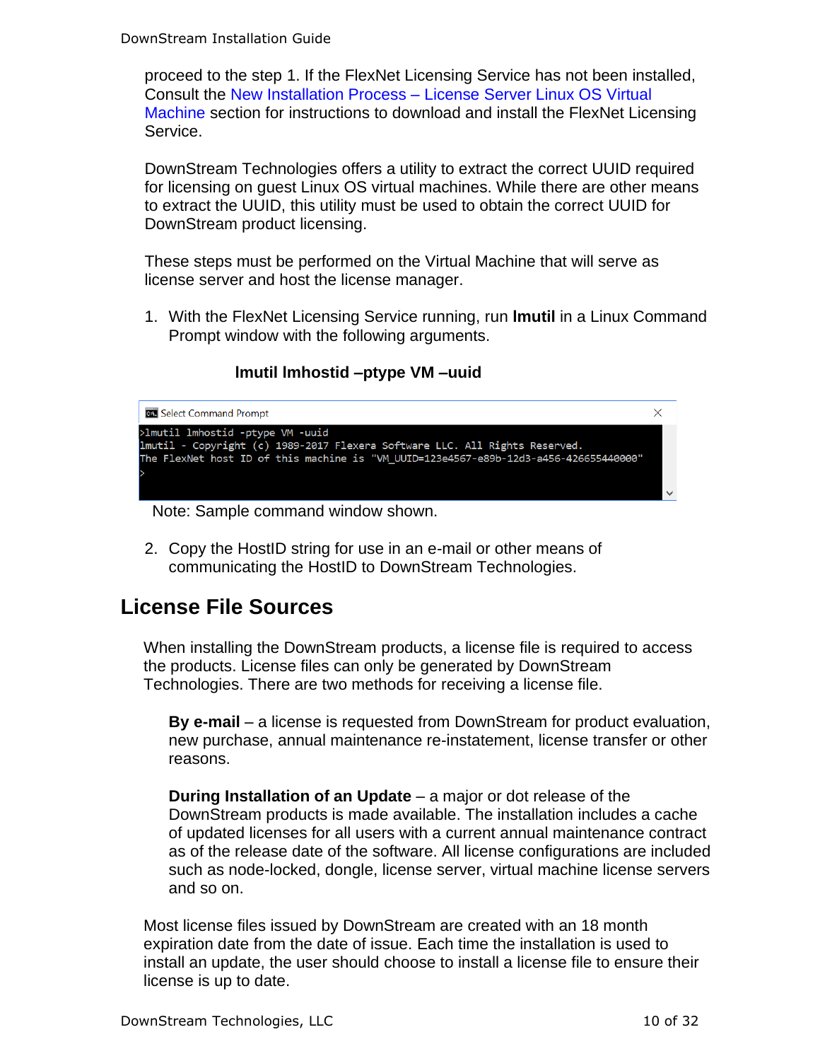proceed to the step 1. If the FlexNet Licensing Service has not been installed, Consult the New Installation Process – License Server Linux OS Virtual Machine section for instructions to download and install the FlexNet Licensing Service.

DownStream Technologies offers a utility to extract the correct UUID required for licensing on guest Linux OS virtual machines. While there are other means to extract the UUID, this utility must be used to obtain the correct UUID for DownStream product licensing.

These steps must be performed on the Virtual Machine that will serve as license server and host the license manager.

1. With the FlexNet Licensing Service running, run **lmutil** in a Linux Command Prompt window with the following arguments.

   **lmutil lmhostid –ptype VM –uuid**

```
>lmutil lmhostid -ptype VM -uuid
lmutil - Copyright (c) 1989-2017 Flexera Software LLC. All Rights Reserved.
The FlexNet host ID of this machine is "VM_UUID=123e4567-e89b-12d3-a456-426655440000"
>
```

Note: Sample command window shown.

2. Copy the HostID string for use in an e-mail or other means of communicating the HostID to DownStream Technologies.

## License File Sources

When installing the DownStream products, a license file is required to access the products. License files can only be generated by DownStream Technologies. There are two methods for receiving a license file.

**By e-mail** – a license is requested from DownStream for product evaluation, new purchase, annual maintenance re-instatement, license transfer or other reasons.

**During Installation of an Update** – a major or dot release of the DownStream products is made available. The installation includes a cache of updated licenses for all users with a current annual maintenance contract as of the release date of the software. All license configurations are included such as node-locked, dongle, license server, virtual machine license servers and so on.

Most license files issued by DownStream are created with an 18 month expiration date from the date of issue. Each time the installation is used to install an update, the user should choose to install a license file to ensure their license is up to date.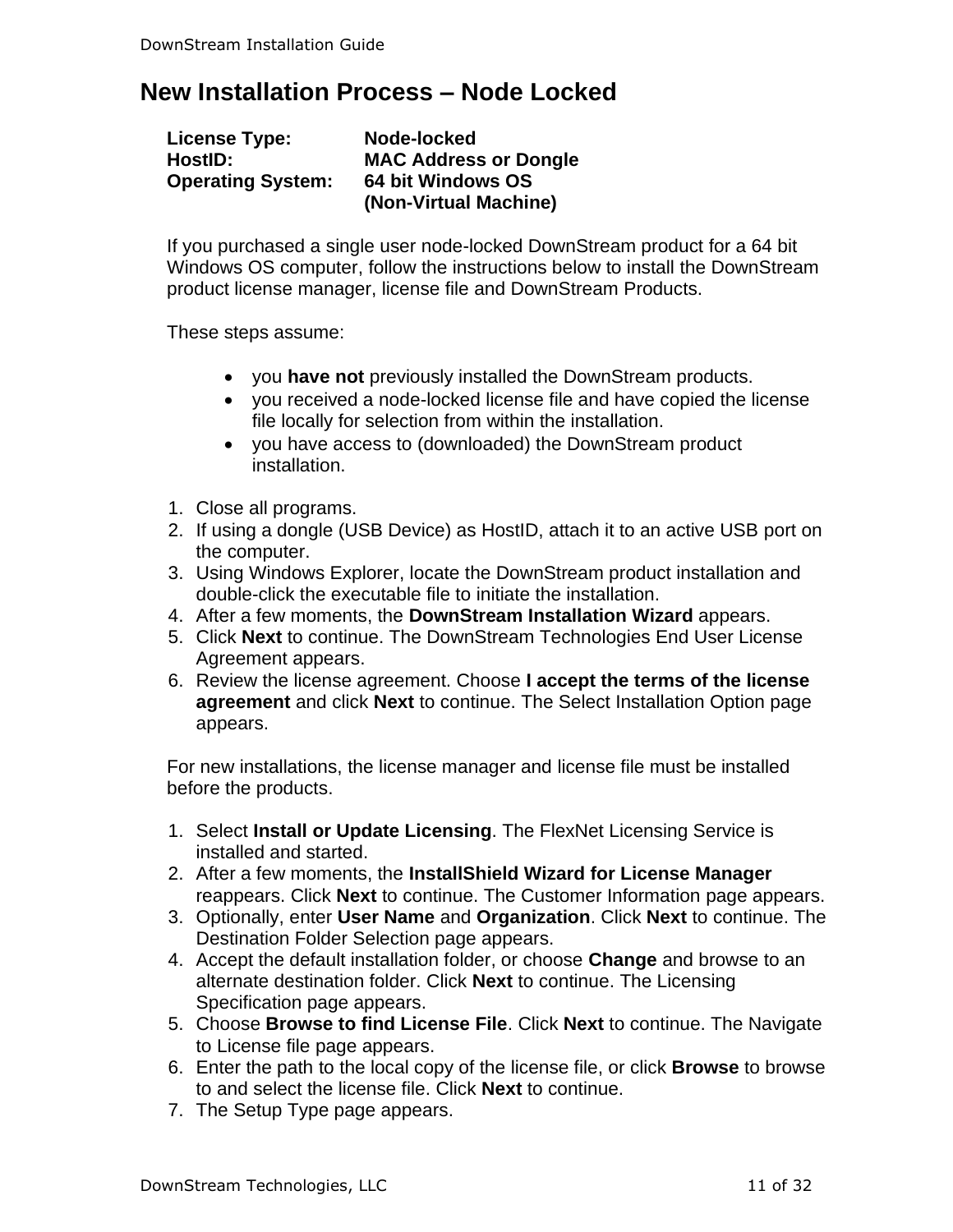# New Installation Process – Node Locked

**License Type:** **Node-locked**
**HostID:** **MAC Address or Dongle**
**Operating System:** **64 bit Windows OS (Non-Virtual Machine)**

If you purchased a single user node-locked DownStream product for a 64 bit Windows OS computer, follow the instructions below to install the DownStream product license manager, license file and DownStream Products.

These steps assume:

- you **have not** previously installed the DownStream products.
- you received a node-locked license file and have copied the license file locally for selection from within the installation.
- you have access to (downloaded) the DownStream product installation.

1. Close all programs.
2. If using a dongle (USB Device) as HostID, attach it to an active USB port on the computer.
3. Using Windows Explorer, locate the DownStream product installation and double-click the executable file to initiate the installation.
4. After a few moments, the **DownStream Installation Wizard** appears.
5. Click **Next** to continue. The DownStream Technologies End User License Agreement appears.
6. Review the license agreement. Choose **I accept the terms of the license agreement** and click **Next** to continue. The Select Installation Option page appears.

For new installations, the license manager and license file must be installed before the products.

1. Select **Install or Update Licensing**. The FlexNet Licensing Service is installed and started.
2. After a few moments, the **InstallShield Wizard for License Manager** reappears. Click **Next** to continue. The Customer Information page appears.
3. Optionally, enter **User Name** and **Organization**. Click **Next** to continue. The Destination Folder Selection page appears.
4. Accept the default installation folder, or choose **Change** and browse to an alternate destination folder. Click **Next** to continue. The Licensing Specification page appears.
5. Choose **Browse to find License File**. Click **Next** to continue. The Navigate to License file page appears.
6. Enter the path to the local copy of the license file, or click **Browse** to browse to and select the license file. Click **Next** to continue.
7. The Setup Type page appears.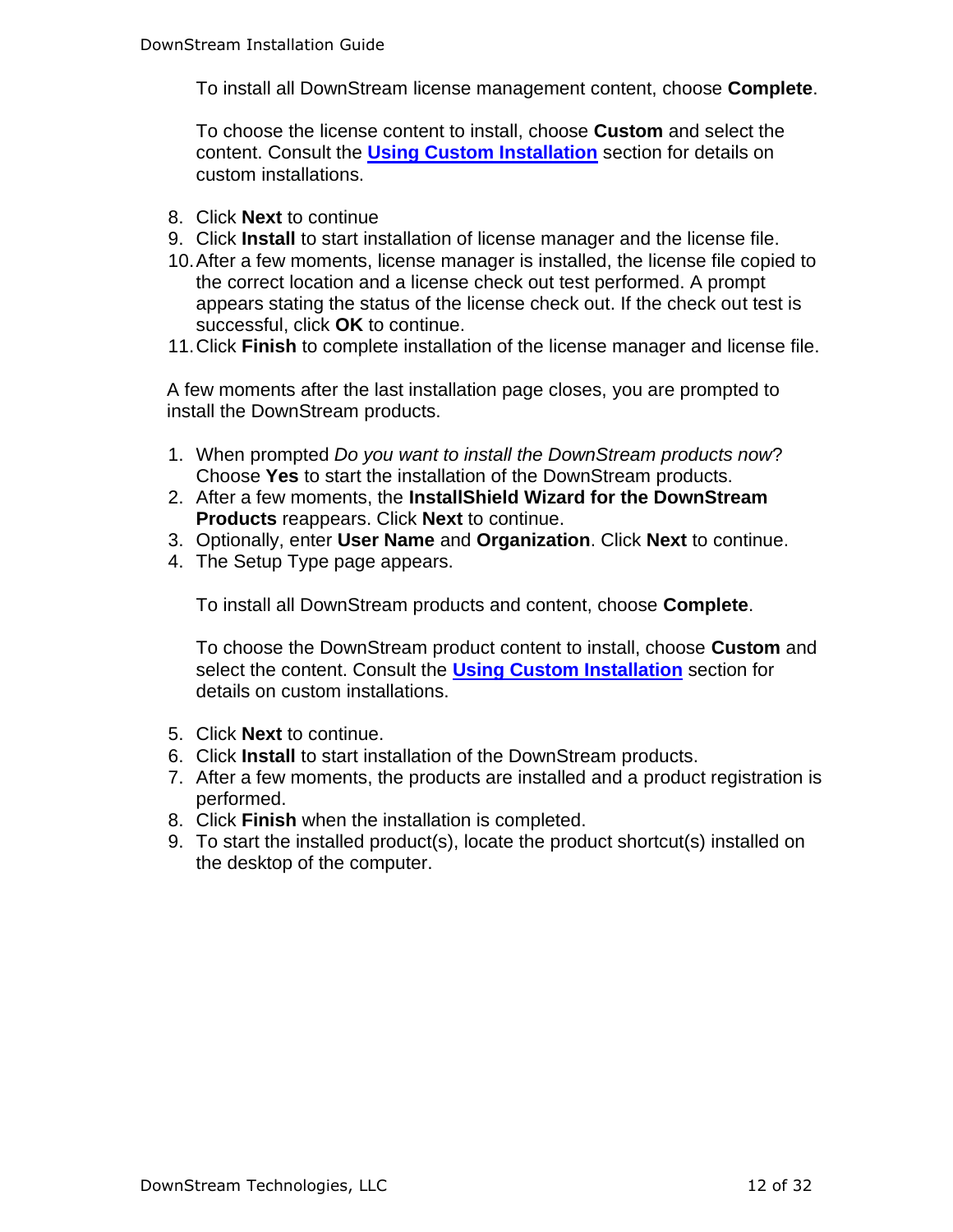To install all DownStream license management content, choose **Complete**.

To choose the license content to install, choose **Custom** and select the content. Consult the **Using Custom Installation** section for details on custom installations.

8. Click **Next** to continue
9. Click **Install** to start installation of license manager and the license file.
10. After a few moments, license manager is installed, the license file copied to the correct location and a license check out test performed. A prompt appears stating the status of the license check out. If the check out test is successful, click **OK** to continue.
11. Click **Finish** to complete installation of the license manager and license file.

A few moments after the last installation page closes, you are prompted to install the DownStream products.

1. When prompted *Do you want to install the DownStream products now*? Choose **Yes** to start the installation of the DownStream products.
2. After a few moments, the **InstallShield Wizard for the DownStream Products** reappears. Click **Next** to continue.
3. Optionally, enter **User Name** and **Organization**. Click **Next** to continue.
4. The Setup Type page appears.

   To install all DownStream products and content, choose **Complete**.

   To choose the DownStream product content to install, choose **Custom** and select the content. Consult the **Using Custom Installation** section for details on custom installations.

5. Click **Next** to continue.
6. Click **Install** to start installation of the DownStream products.
7. After a few moments, the products are installed and a product registration is performed.
8. Click **Finish** when the installation is completed.
9. To start the installed product(s), locate the product shortcut(s) installed on the desktop of the computer.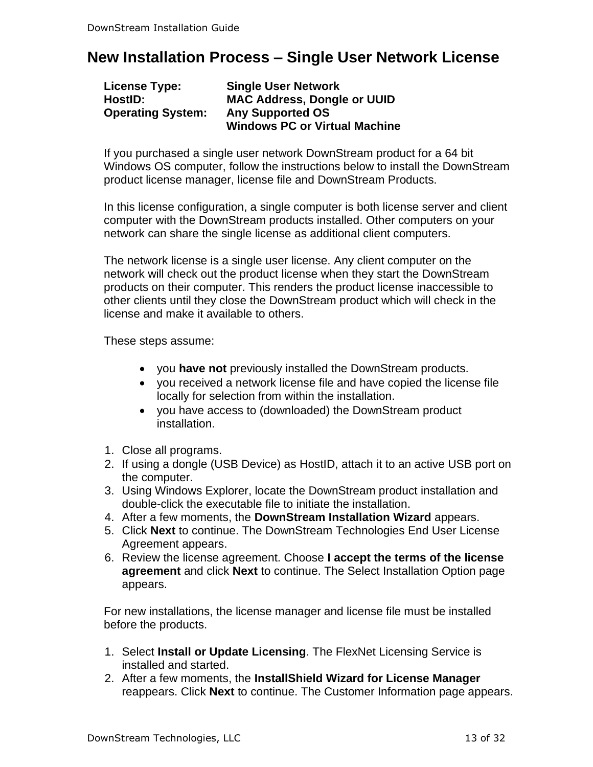# New Installation Process – Single User Network License

**License Type:** **Single User Network**
**HostID:** **MAC Address, Dongle or UUID**
**Operating System:** **Any Supported OS**
**Windows PC or Virtual Machine**

If you purchased a single user network DownStream product for a 64 bit Windows OS computer, follow the instructions below to install the DownStream product license manager, license file and DownStream Products.

In this license configuration, a single computer is both license server and client computer with the DownStream products installed. Other computers on your network can share the single license as additional client computers.

The network license is a single user license. Any client computer on the network will check out the product license when they start the DownStream products on their computer. This renders the product license inaccessible to other clients until they close the DownStream product which will check in the license and make it available to others.

These steps assume:

- you **have not** previously installed the DownStream products.
- you received a network license file and have copied the license file locally for selection from within the installation.
- you have access to (downloaded) the DownStream product installation.

1. Close all programs.
2. If using a dongle (USB Device) as HostID, attach it to an active USB port on the computer.
3. Using Windows Explorer, locate the DownStream product installation and double-click the executable file to initiate the installation.
4. After a few moments, the **DownStream Installation Wizard** appears.
5. Click **Next** to continue. The DownStream Technologies End User License Agreement appears.
6. Review the license agreement. Choose **I accept the terms of the license agreement** and click **Next** to continue. The Select Installation Option page appears.

For new installations, the license manager and license file must be installed before the products.

1. Select **Install or Update Licensing**. The FlexNet Licensing Service is installed and started.
2. After a few moments, the **InstallShield Wizard for License Manager** reappears. Click **Next** to continue. The Customer Information page appears.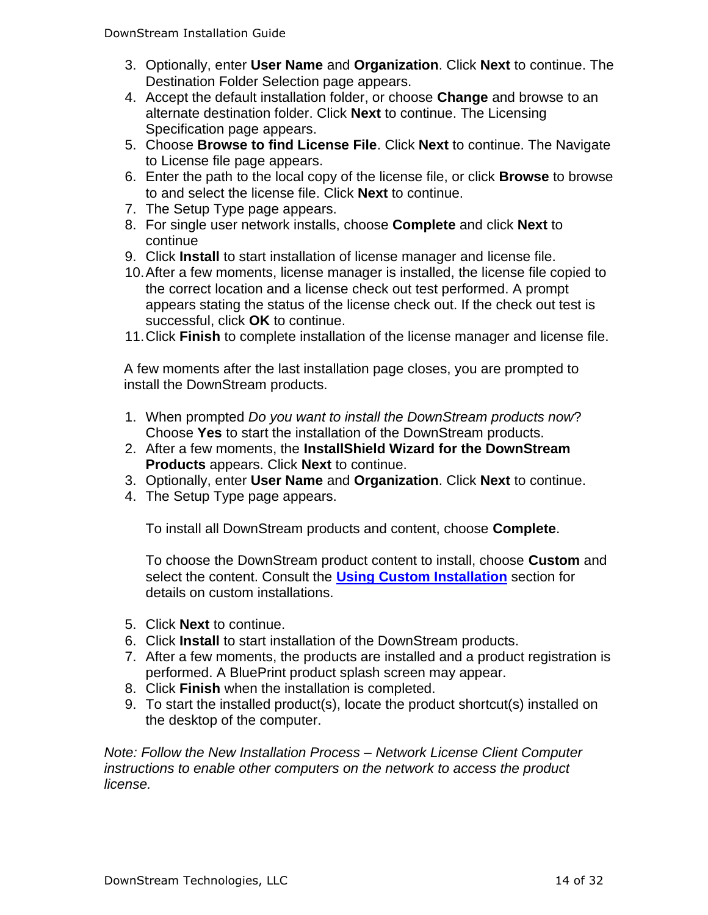3. Optionally, enter **User Name** and **Organization**. Click **Next** to continue. The Destination Folder Selection page appears.
4. Accept the default installation folder, or choose **Change** and browse to an alternate destination folder. Click **Next** to continue. The Licensing Specification page appears.
5. Choose **Browse to find License File**. Click **Next** to continue. The Navigate to License file page appears.
6. Enter the path to the local copy of the license file, or click **Browse** to browse to and select the license file. Click **Next** to continue.
7. The Setup Type page appears.
8. For single user network installs, choose **Complete** and click **Next** to continue
9. Click **Install** to start installation of license manager and license file.
10. After a few moments, license manager is installed, the license file copied to the correct location and a license check out test performed. A prompt appears stating the status of the license check out. If the check out test is successful, click **OK** to continue.
11. Click **Finish** to complete installation of the license manager and license file.

A few moments after the last installation page closes, you are prompted to install the DownStream products.

1. When prompted *Do you want to install the DownStream products now*? Choose **Yes** to start the installation of the DownStream products.
2. After a few moments, the **InstallShield Wizard for the DownStream Products** appears. Click **Next** to continue.
3. Optionally, enter **User Name** and **Organization**. Click **Next** to continue.
4. The Setup Type page appears.

   To install all DownStream products and content, choose **Complete**.

   To choose the DownStream product content to install, choose **Custom** and select the content. Consult the **Using Custom Installation** section for details on custom installations.

5. Click **Next** to continue.
6. Click **Install** to start installation of the DownStream products.
7. After a few moments, the products are installed and a product registration is performed. A BluePrint product splash screen may appear.
8. Click **Finish** when the installation is completed.
9. To start the installed product(s), locate the product shortcut(s) installed on the desktop of the computer.

*Note: Follow the New Installation Process – Network License Client Computer instructions to enable other computers on the network to access the product license.*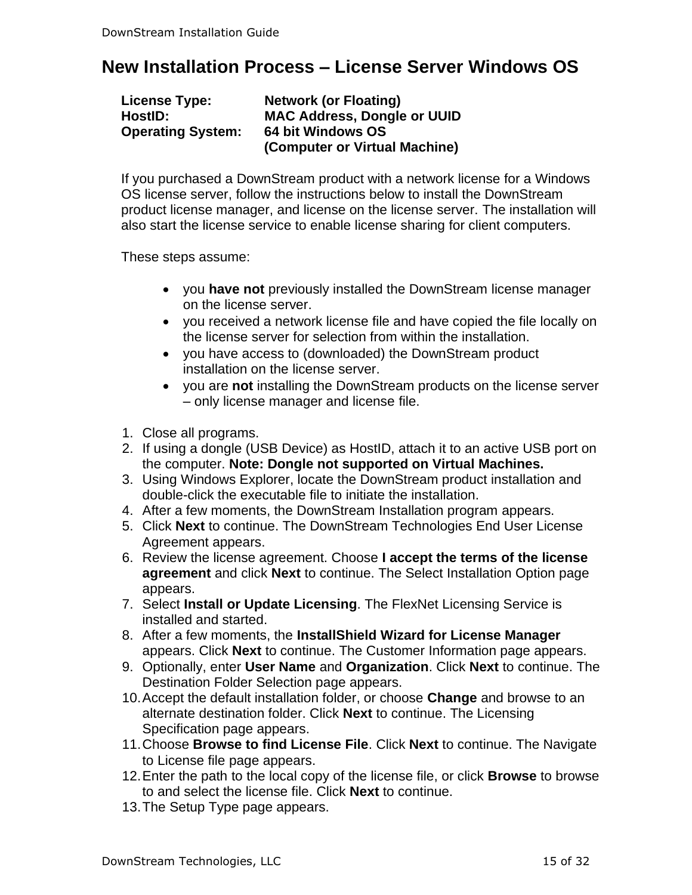# New Installation Process – License Server Windows OS

**License Type:** Network (or Floating)
**HostID:** MAC Address, Dongle or UUID
**Operating System:** 64 bit Windows OS (Computer or Virtual Machine)

If you purchased a DownStream product with a network license for a Windows OS license server, follow the instructions below to install the DownStream product license manager, and license on the license server. The installation will also start the license service to enable license sharing for client computers.

These steps assume:

- you **have not** previously installed the DownStream license manager on the license server.
- you received a network license file and have copied the file locally on the license server for selection from within the installation.
- you have access to (downloaded) the DownStream product installation on the license server.
- you are **not** installing the DownStream products on the license server – only license manager and license file.

1. Close all programs.
2. If using a dongle (USB Device) as HostID, attach it to an active USB port on the computer. **Note: Dongle not supported on Virtual Machines.**
3. Using Windows Explorer, locate the DownStream product installation and double-click the executable file to initiate the installation.
4. After a few moments, the DownStream Installation program appears.
5. Click **Next** to continue. The DownStream Technologies End User License Agreement appears.
6. Review the license agreement. Choose **I accept the terms of the license agreement** and click **Next** to continue. The Select Installation Option page appears.
7. Select **Install or Update Licensing**. The FlexNet Licensing Service is installed and started.
8. After a few moments, the **InstallShield Wizard for License Manager** appears. Click **Next** to continue. The Customer Information page appears.
9. Optionally, enter **User Name** and **Organization**. Click **Next** to continue. The Destination Folder Selection page appears.
10. Accept the default installation folder, or choose **Change** and browse to an alternate destination folder. Click **Next** to continue. The Licensing Specification page appears.
11. Choose **Browse to find License File**. Click **Next** to continue. The Navigate to License file page appears.
12. Enter the path to the local copy of the license file, or click **Browse** to browse to and select the license file. Click **Next** to continue.
13. The Setup Type page appears.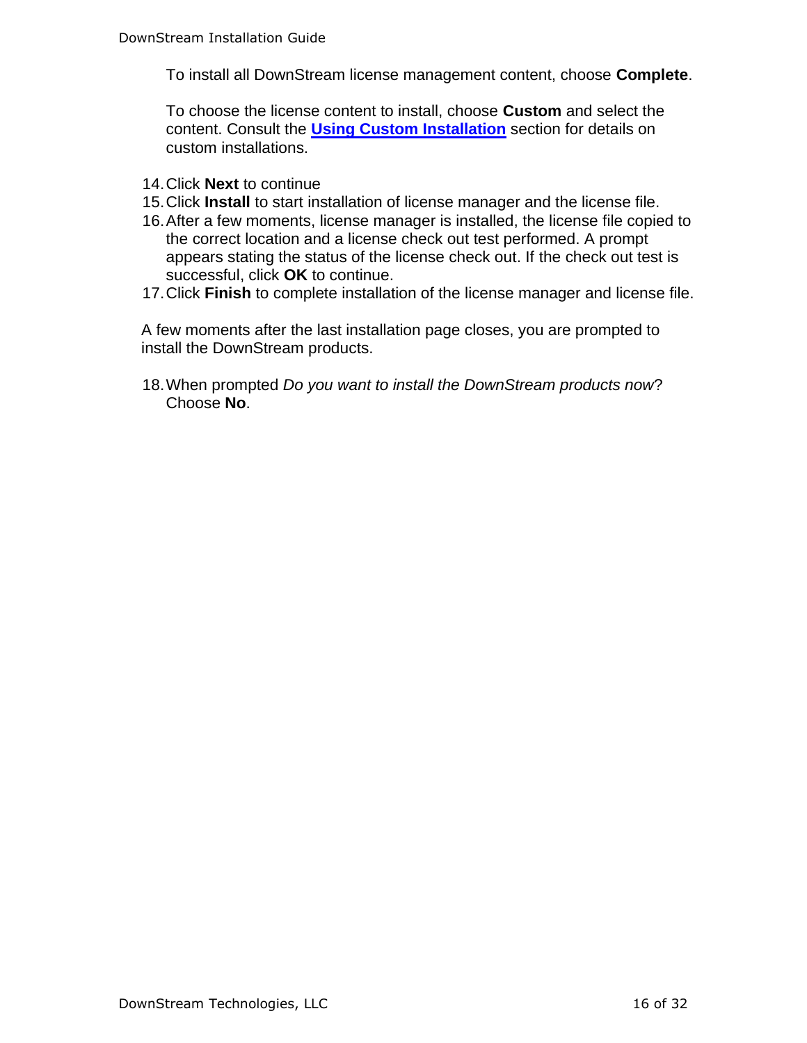To install all DownStream license management content, choose **Complete**.

To choose the license content to install, choose **Custom** and select the content. Consult the **Using Custom Installation** section for details on custom installations.

14. Click **Next** to continue
15. Click **Install** to start installation of license manager and the license file.
16. After a few moments, license manager is installed, the license file copied to the correct location and a license check out test performed. A prompt appears stating the status of the license check out. If the check out test is successful, click **OK** to continue.
17. Click **Finish** to complete installation of the license manager and license file.

A few moments after the last installation page closes, you are prompted to install the DownStream products.

18. When prompted *Do you want to install the DownStream products now*? Choose **No**.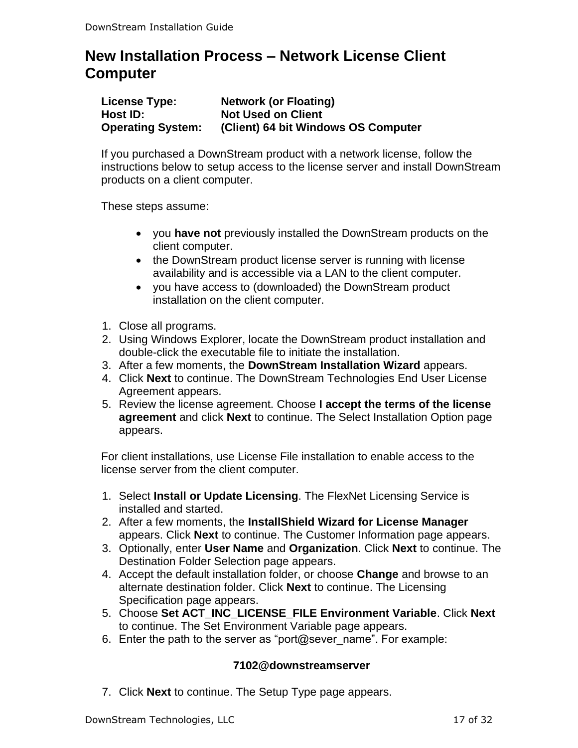## New Installation Process – Network License Client Computer

**License Type:** **Network (or Floating)**
**Host ID:** **Not Used on Client**
**Operating System:** **(Client) 64 bit Windows OS Computer**

If you purchased a DownStream product with a network license, follow the instructions below to setup access to the license server and install DownStream products on a client computer.

These steps assume:

- you **have not** previously installed the DownStream products on the client computer.
- the DownStream product license server is running with license availability and is accessible via a LAN to the client computer.
- you have access to (downloaded) the DownStream product installation on the client computer.

1. Close all programs.
2. Using Windows Explorer, locate the DownStream product installation and double-click the executable file to initiate the installation.
3. After a few moments, the **DownStream Installation Wizard** appears.
4. Click **Next** to continue. The DownStream Technologies End User License Agreement appears.
5. Review the license agreement. Choose **I accept the terms of the license agreement** and click **Next** to continue. The Select Installation Option page appears.

For client installations, use License File installation to enable access to the license server from the client computer.

1. Select **Install or Update Licensing**. The FlexNet Licensing Service is installed and started.
2. After a few moments, the **InstallShield Wizard for License Manager** appears. Click **Next** to continue. The Customer Information page appears.
3. Optionally, enter **User Name** and **Organization**. Click **Next** to continue. The Destination Folder Selection page appears.
4. Accept the default installation folder, or choose **Change** and browse to an alternate destination folder. Click **Next** to continue. The Licensing Specification page appears.
5. Choose **Set ACT_INC_LICENSE_FILE Environment Variable**. Click **Next** to continue. The Set Environment Variable page appears.
6. Enter the path to the server as "port@sever_name". For example:

   **7102@downstreamserver**

7. Click **Next** to continue. The Setup Type page appears.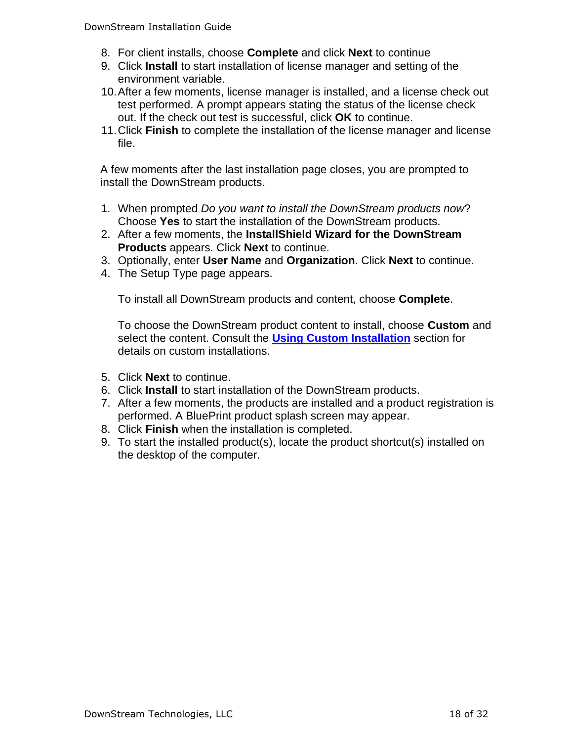8. For client installs, choose **Complete** and click **Next** to continue
9. Click **Install** to start installation of license manager and setting of the environment variable.
10. After a few moments, license manager is installed, and a license check out test performed. A prompt appears stating the status of the license check out. If the check out test is successful, click **OK** to continue.
11. Click **Finish** to complete the installation of the license manager and license file.

A few moments after the last installation page closes, you are prompted to install the DownStream products.

1. When prompted *Do you want to install the DownStream products now*? Choose **Yes** to start the installation of the DownStream products.
2. After a few moments, the **InstallShield Wizard for the DownStream Products** appears. Click **Next** to continue.
3. Optionally, enter **User Name** and **Organization**. Click **Next** to continue.
4. The Setup Type page appears.

   To install all DownStream products and content, choose **Complete**.

   To choose the DownStream product content to install, choose **Custom** and select the content. Consult the **Using Custom Installation** section for details on custom installations.

5. Click **Next** to continue.
6. Click **Install** to start installation of the DownStream products.
7. After a few moments, the products are installed and a product registration is performed. A BluePrint product splash screen may appear.
8. Click **Finish** when the installation is completed.
9. To start the installed product(s), locate the product shortcut(s) installed on the desktop of the computer.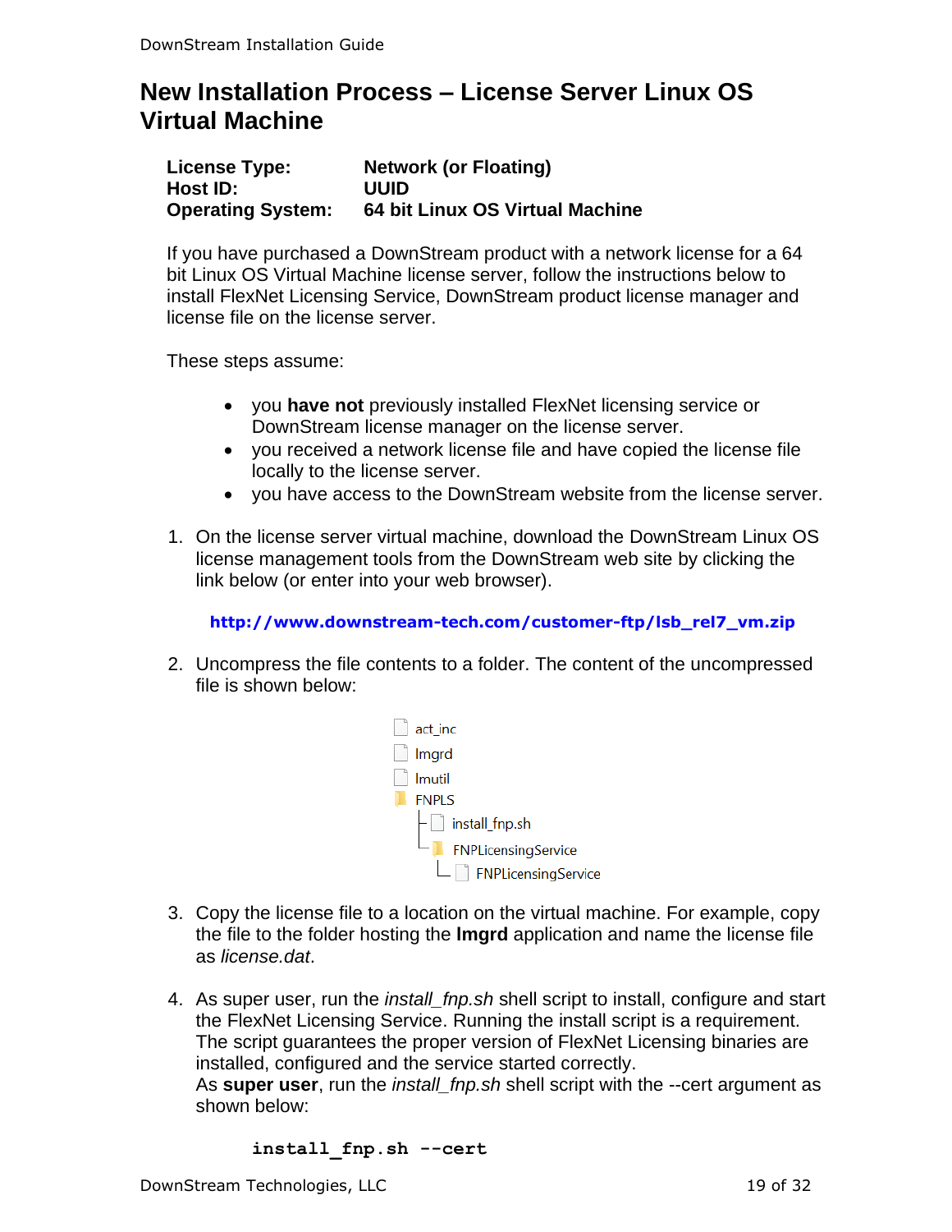# New Installation Process – License Server Linux OS Virtual Machine

**License Type:** **Network (or Floating)**
**Host ID:** **UUID**
**Operating System:** **64 bit Linux OS Virtual Machine**

If you have purchased a DownStream product with a network license for a 64 bit Linux OS Virtual Machine license server, follow the instructions below to install FlexNet Licensing Service, DownStream product license manager and license file on the license server.

These steps assume:

- you **have not** previously installed FlexNet licensing service or DownStream license manager on the license server.
- you received a network license file and have copied the license file locally to the license server.
- you have access to the DownStream website from the license server.

1. On the license server virtual machine, download the DownStream Linux OS license management tools from the DownStream web site by clicking the link below (or enter into your web browser).

   **http://www.downstream-tech.com/customer-ftp/lsb_rel7_vm.zip**

2. Uncompress the file contents to a folder. The content of the uncompressed file is shown below:

```
act_inc
lmgrd
lmutil
FNPLS
├ install_fnp.sh
└ FNPLicensingService
  └ FNPLicensingService
```

3. Copy the license file to a location on the virtual machine. For example, copy the file to the folder hosting the **lmgrd** application and name the license file as *license.dat*.

4. As super user, run the *install_fnp.sh* shell script to install, configure and start the FlexNet Licensing Service. Running the install script is a requirement. The script guarantees the proper version of FlexNet Licensing binaries are installed, configured and the service started correctly.
   As **super user**, run the *install_fnp.sh* shell script with the --cert argument as shown below:

```
install_fnp.sh --cert
```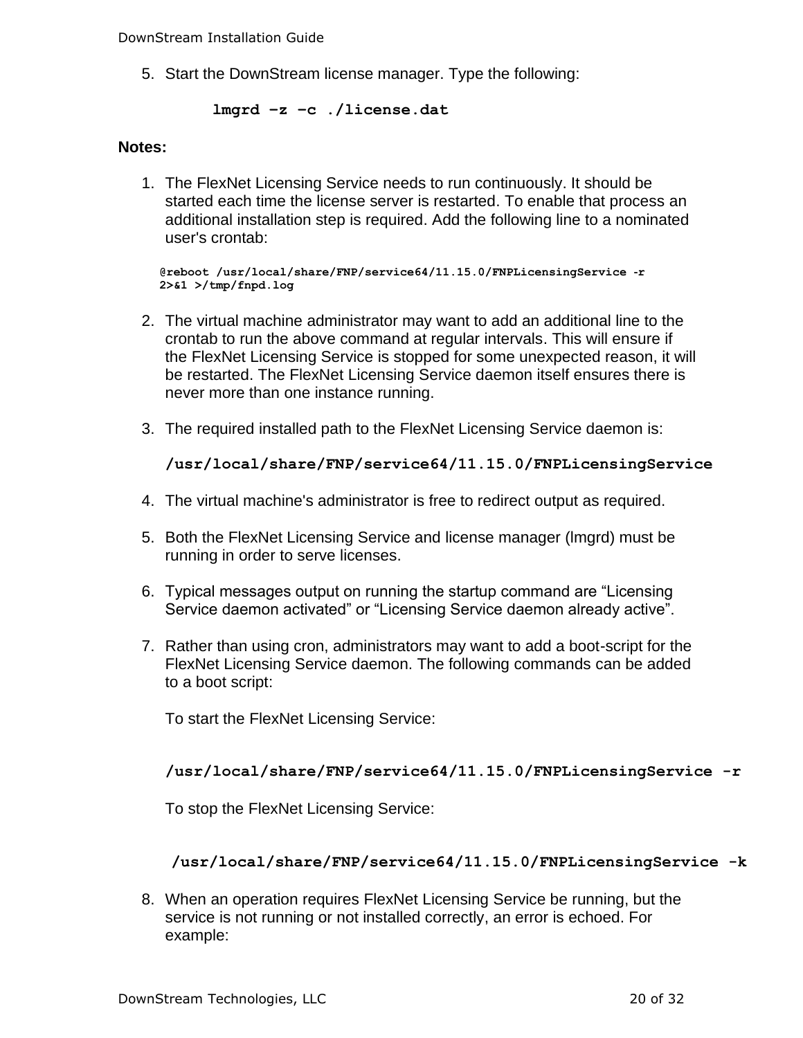5. Start the DownStream license manager. Type the following:

```
lmgrd –z –c ./license.dat
```

**Notes:**

1. The FlexNet Licensing Service needs to run continuously. It should be started each time the license server is restarted. To enable that process an additional installation step is required. Add the following line to a nominated user's crontab:

   ```
   @reboot /usr/local/share/FNP/service64/11.15.0/FNPLicensingService -r 2>&1 >/tmp/fnpd.log
   ```

2. The virtual machine administrator may want to add an additional line to the crontab to run the above command at regular intervals. This will ensure if the FlexNet Licensing Service is stopped for some unexpected reason, it will be restarted. The FlexNet Licensing Service daemon itself ensures there is never more than one instance running.

3. The required installed path to the FlexNet Licensing Service daemon is:

   **/usr/local/share/FNP/service64/11.15.0/FNPLicensingService**

4. The virtual machine's administrator is free to redirect output as required.

5. Both the FlexNet Licensing Service and license manager (lmgrd) must be running in order to serve licenses.

6. Typical messages output on running the startup command are “Licensing Service daemon activated” or “Licensing Service daemon already active”.

7. Rather than using cron, administrators may want to add a boot-script for the FlexNet Licensing Service daemon. The following commands can be added to a boot script:

   To start the FlexNet Licensing Service:

   ```
   /usr/local/share/FNP/service64/11.15.0/FNPLicensingService -r
   ```

   To stop the FlexNet Licensing Service:

   ```
   /usr/local/share/FNP/service64/11.15.0/FNPLicensingService -k
   ```

8. When an operation requires FlexNet Licensing Service be running, but the service is not running or not installed correctly, an error is echoed. For example: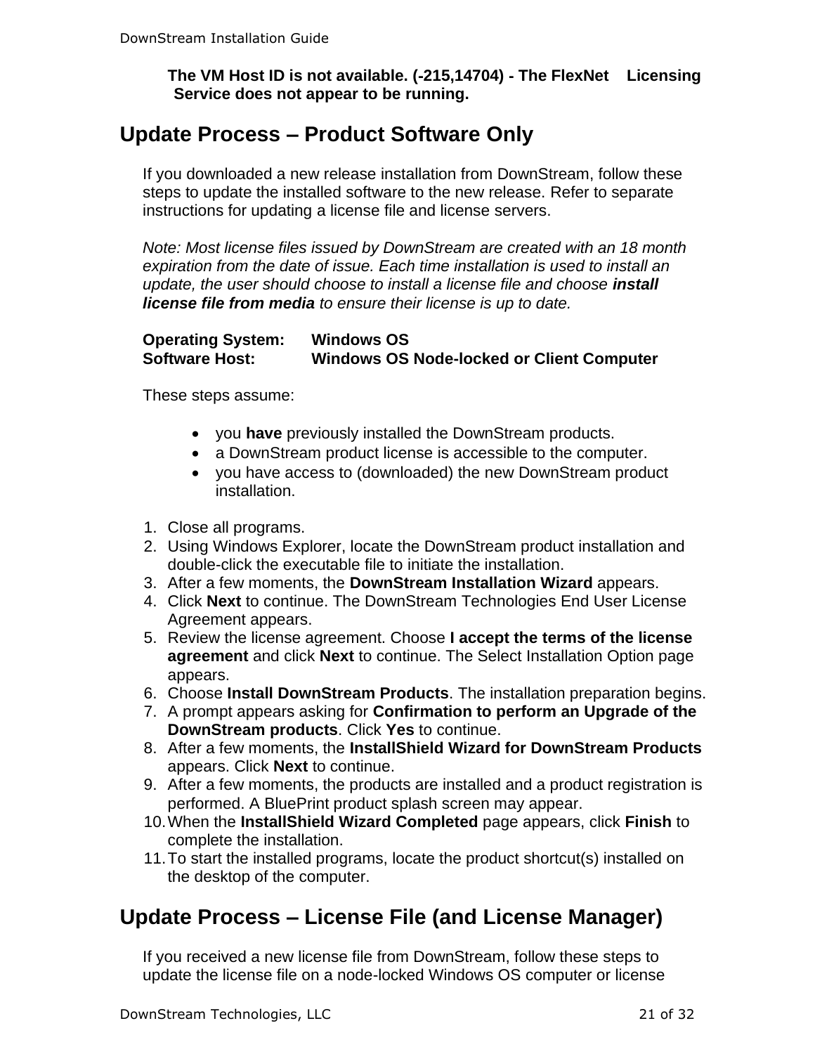**The VM Host ID is not available. (-215,14704) - The FlexNet Licensing Service does not appear to be running.**

## Update Process – Product Software Only

If you downloaded a new release installation from DownStream, follow these steps to update the installed software to the new release. Refer to separate instructions for updating a license file and license servers.

*Note: Most license files issued by DownStream are created with an 18 month expiration from the date of issue. Each time installation is used to install an update, the user should choose to install a license file and choose* ***install license file from media*** *to ensure their license is up to date.*

**Operating System:** **Windows OS**
**Software Host:** **Windows OS Node-locked or Client Computer**

These steps assume:

- you **have** previously installed the DownStream products.
- a DownStream product license is accessible to the computer.
- you have access to (downloaded) the new DownStream product installation.

1. Close all programs.
2. Using Windows Explorer, locate the DownStream product installation and double-click the executable file to initiate the installation.
3. After a few moments, the **DownStream Installation Wizard** appears.
4. Click **Next** to continue. The DownStream Technologies End User License Agreement appears.
5. Review the license agreement. Choose **I accept the terms of the license agreement** and click **Next** to continue. The Select Installation Option page appears.
6. Choose **Install DownStream Products**. The installation preparation begins.
7. A prompt appears asking for **Confirmation to perform an Upgrade of the DownStream products**. Click **Yes** to continue.
8. After a few moments, the **InstallShield Wizard for DownStream Products** appears. Click **Next** to continue.
9. After a few moments, the products are installed and a product registration is performed. A BluePrint product splash screen may appear.
10. When the **InstallShield Wizard Completed** page appears, click **Finish** to complete the installation.
11. To start the installed programs, locate the product shortcut(s) installed on the desktop of the computer.

## Update Process – License File (and License Manager)

If you received a new license file from DownStream, follow these steps to update the license file on a node-locked Windows OS computer or license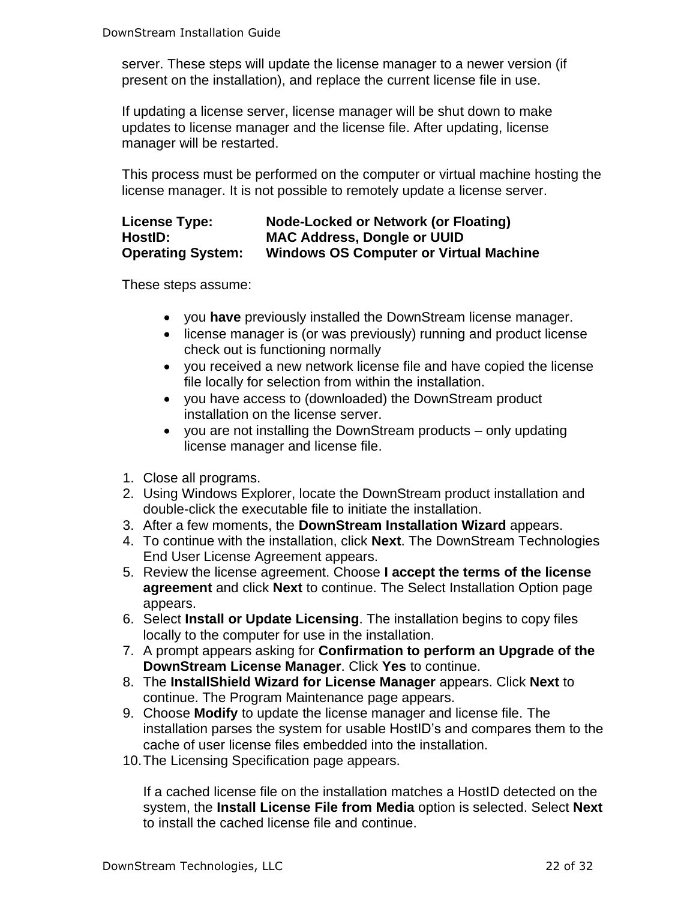server. These steps will update the license manager to a newer version (if present on the installation), and replace the current license file in use.

If updating a license server, license manager will be shut down to make updates to license manager and the license file. After updating, license manager will be restarted.

This process must be performed on the computer or virtual machine hosting the license manager. It is not possible to remotely update a license server.

**License Type:** **Node-Locked or Network (or Floating)**
**HostID:** **MAC Address, Dongle or UUID**
**Operating System:** **Windows OS Computer or Virtual Machine**

These steps assume:

- you **have** previously installed the DownStream license manager.
- license manager is (or was previously) running and product license check out is functioning normally
- you received a new network license file and have copied the license file locally for selection from within the installation.
- you have access to (downloaded) the DownStream product installation on the license server.
- you are not installing the DownStream products – only updating license manager and license file.

1. Close all programs.
2. Using Windows Explorer, locate the DownStream product installation and double-click the executable file to initiate the installation.
3. After a few moments, the **DownStream Installation Wizard** appears.
4. To continue with the installation, click **Next**. The DownStream Technologies End User License Agreement appears.
5. Review the license agreement. Choose **I accept the terms of the license agreement** and click **Next** to continue. The Select Installation Option page appears.
6. Select **Install or Update Licensing**. The installation begins to copy files locally to the computer for use in the installation.
7. A prompt appears asking for **Confirmation to perform an Upgrade of the DownStream License Manager**. Click **Yes** to continue.
8. The **InstallShield Wizard for License Manager** appears. Click **Next** to continue. The Program Maintenance page appears.
9. Choose **Modify** to update the license manager and license file. The installation parses the system for usable HostID's and compares them to the cache of user license files embedded into the installation.
10. The Licensing Specification page appears.

    If a cached license file on the installation matches a HostID detected on the system, the **Install License File from Media** option is selected. Select **Next** to install the cached license file and continue.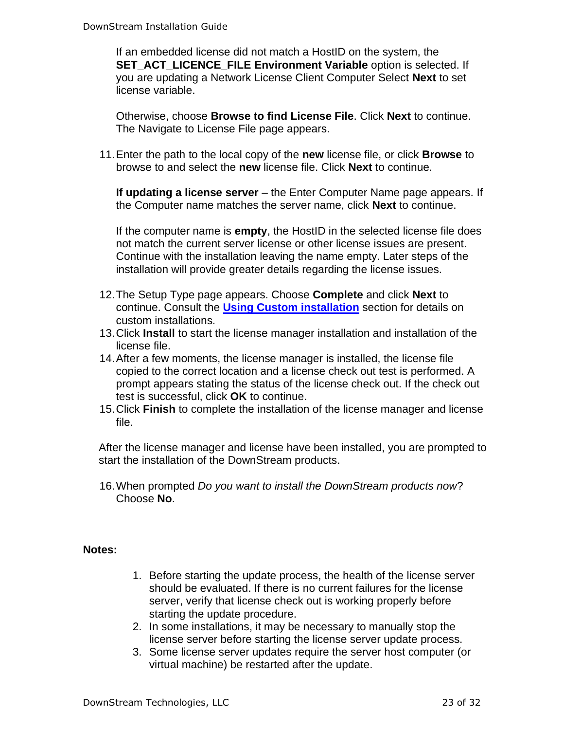If an embedded license did not match a HostID on the system, the **SET_ACT_LICENCE_FILE Environment Variable** option is selected. If you are updating a Network License Client Computer Select **Next** to set license variable.

Otherwise, choose **Browse to find License File**. Click **Next** to continue. The Navigate to License File page appears.

11. Enter the path to the local copy of the **new** license file, or click **Browse** to browse to and select the **new** license file. Click **Next** to continue.

    **If updating a license server** – the Enter Computer Name page appears. If the Computer name matches the server name, click **Next** to continue.

    If the computer name is **empty**, the HostID in the selected license file does not match the current server license or other license issues are present. Continue with the installation leaving the name empty. Later steps of the installation will provide greater details regarding the license issues.

12. The Setup Type page appears. Choose **Complete** and click **Next** to continue. Consult the **Using Custom installation** section for details on custom installations.
13. Click **Install** to start the license manager installation and installation of the license file.
14. After a few moments, the license manager is installed, the license file copied to the correct location and a license check out test is performed. A prompt appears stating the status of the license check out. If the check out test is successful, click **OK** to continue.
15. Click **Finish** to complete the installation of the license manager and license file.

After the license manager and license have been installed, you are prompted to start the installation of the DownStream products.

16. When prompted *Do you want to install the DownStream products now*? Choose **No**.

**Notes:**

1. Before starting the update process, the health of the license server should be evaluated. If there is no current failures for the license server, verify that license check out is working properly before starting the update procedure.
2. In some installations, it may be necessary to manually stop the license server before starting the license server update process.
3. Some license server updates require the server host computer (or virtual machine) be restarted after the update.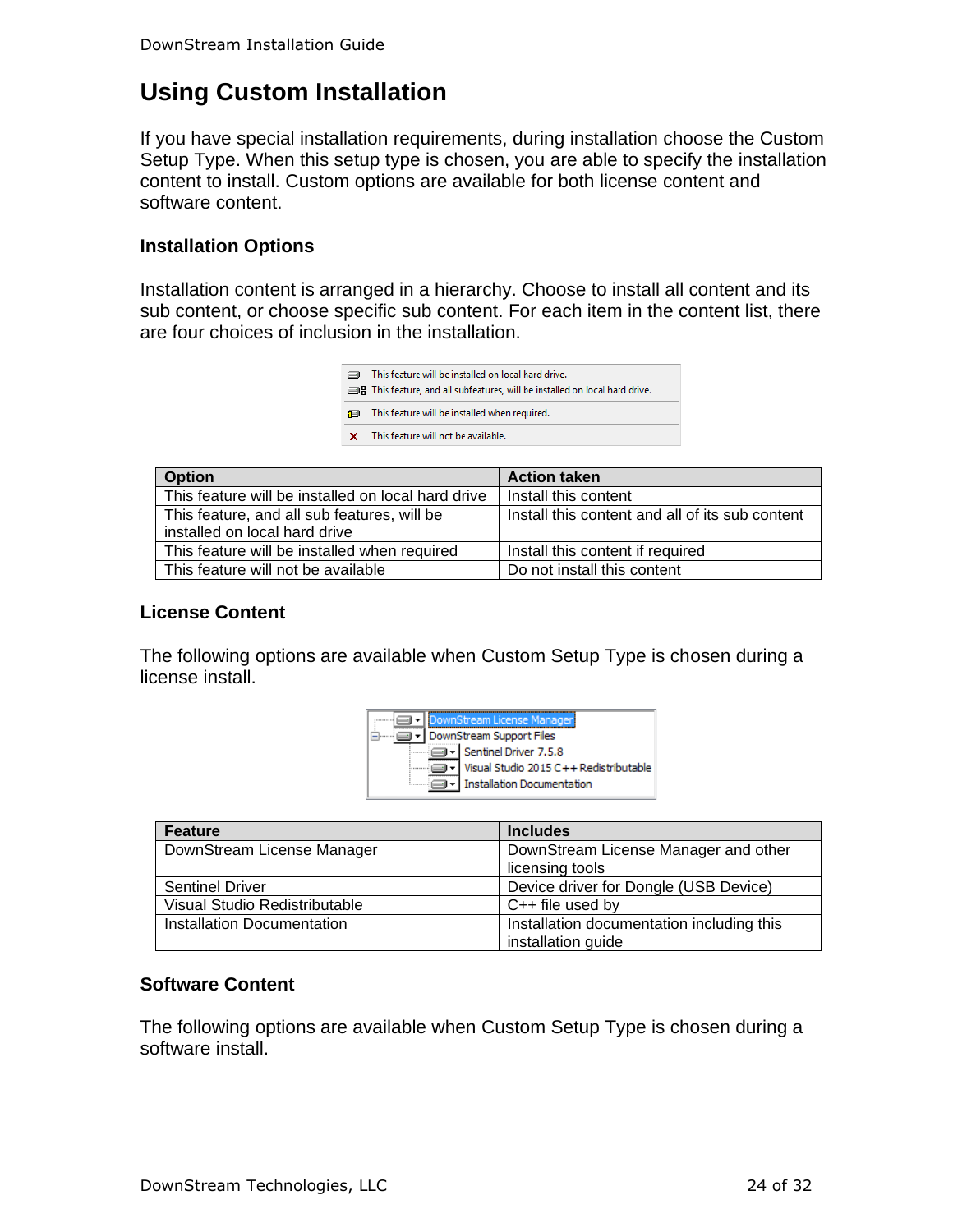# Using Custom Installation

If you have special installation requirements, during installation choose the Custom Setup Type. When this setup type is chosen, you are able to specify the installation content to install. Custom options are available for both license content and software content.

### Installation Options

Installation content is arranged in a hierarchy. Choose to install all content and its sub content, or choose specific sub content. For each item in the content list, there are four choices of inclusion in the installation.

| Option | Action taken |
| --- | --- |
| This feature will be installed on local hard drive | Install this content |
| This feature, and all sub features, will be installed on local hard drive | Install this content and all of its sub content |
| This feature will be installed when required | Install this content if required |
| This feature will not be available | Do not install this content |

### License Content

The following options are available when Custom Setup Type is chosen during a license install.

| Feature | Includes |
| --- | --- |
| DownStream License Manager | DownStream License Manager and other licensing tools |
| Sentinel Driver | Device driver for Dongle (USB Device) |
| Visual Studio Redistributable | C++ file used by |
| Installation Documentation | Installation documentation including this installation guide |

### Software Content

The following options are available when Custom Setup Type is chosen during a software install.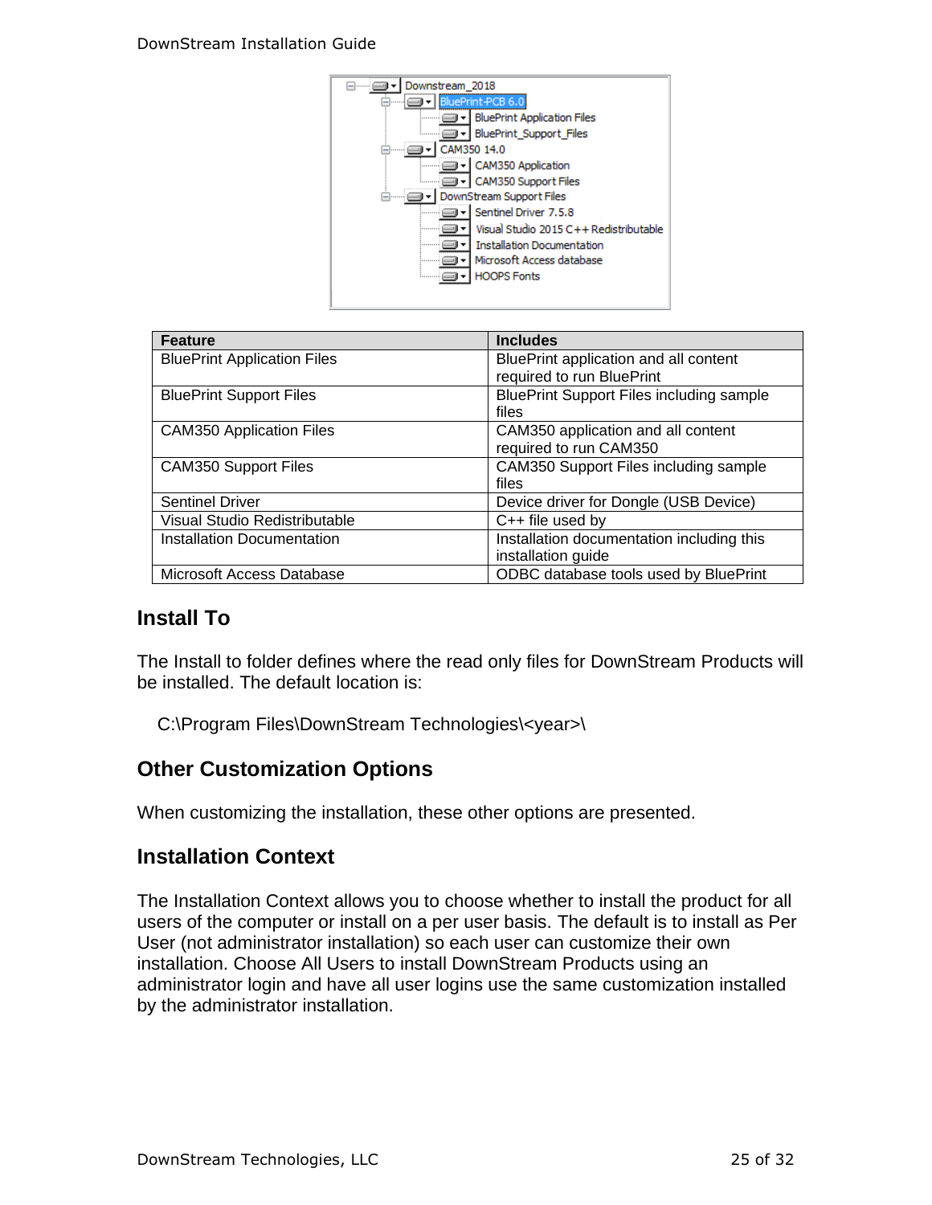| Feature | Includes |
| --- | --- |
| BluePrint Application Files | BluePrint application and all content required to run BluePrint |
| BluePrint Support Files | BluePrint Support Files including sample files |
| CAM350 Application Files | CAM350 application and all content required to run CAM350 |
| CAM350 Support Files | CAM350 Support Files including sample files |
| Sentinel Driver | Device driver for Dongle (USB Device) |
| Visual Studio Redistributable | C++ file used by |
| Installation Documentation | Installation documentation including this installation guide |
| Microsoft Access Database | ODBC database tools used by BluePrint |

## Install To

The Install to folder defines where the read only files for DownStream Products will be installed. The default location is:

C:\Program Files\DownStream Technologies\<year>\

## Other Customization Options

When customizing the installation, these other options are presented.

## Installation Context

The Installation Context allows you to choose whether to install the product for all users of the computer or install on a per user basis. The default is to install as Per User (not administrator installation) so each user can customize their own installation. Choose All Users to install DownStream Products using an administrator login and have all user logins use the same customization installed by the administrator installation.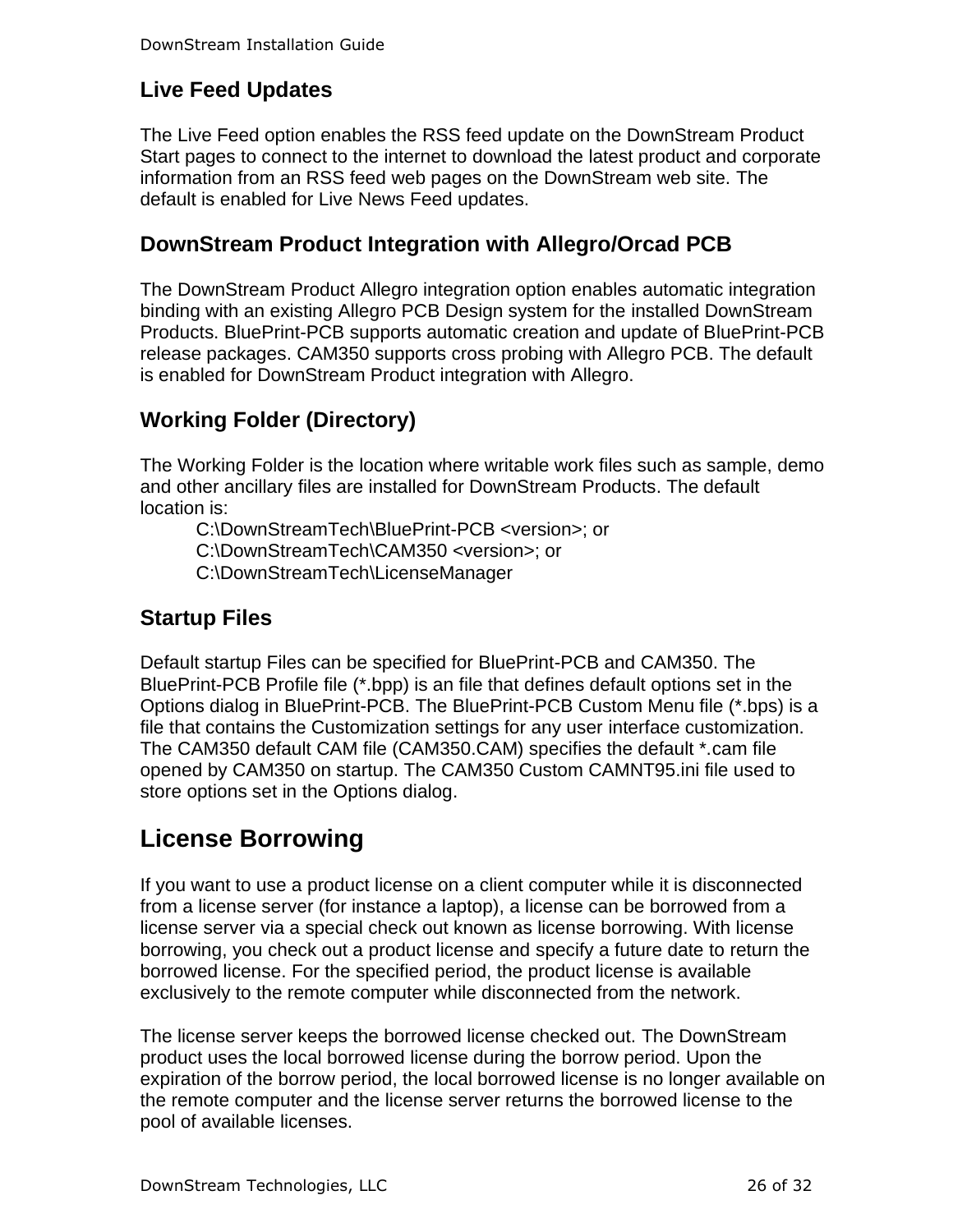### Live Feed Updates

The Live Feed option enables the RSS feed update on the DownStream Product Start pages to connect to the internet to download the latest product and corporate information from an RSS feed web pages on the DownStream web site. The default is enabled for Live News Feed updates.

### DownStream Product Integration with Allegro/Orcad PCB

The DownStream Product Allegro integration option enables automatic integration binding with an existing Allegro PCB Design system for the installed DownStream Products. BluePrint-PCB supports automatic creation and update of BluePrint-PCB release packages. CAM350 supports cross probing with Allegro PCB. The default is enabled for DownStream Product integration with Allegro.

### Working Folder (Directory)

The Working Folder is the location where writable work files such as sample, demo and other ancillary files are installed for DownStream Products. The default location is:

C:\DownStreamTech\BluePrint-PCB <version>; or
C:\DownStreamTech\CAM350 <version>; or
C:\DownStreamTech\LicenseManager

### Startup Files

Default startup Files can be specified for BluePrint-PCB and CAM350. The BluePrint-PCB Profile file (*.bpp) is an file that defines default options set in the Options dialog in BluePrint-PCB. The BluePrint-PCB Custom Menu file (*.bps) is a file that contains the Customization settings for any user interface customization. The CAM350 default CAM file (CAM350.CAM) specifies the default *.cam file opened by CAM350 on startup. The CAM350 Custom CAMNT95.ini file used to store options set in the Options dialog.

## License Borrowing

If you want to use a product license on a client computer while it is disconnected from a license server (for instance a laptop), a license can be borrowed from a license server via a special check out known as license borrowing. With license borrowing, you check out a product license and specify a future date to return the borrowed license. For the specified period, the product license is available exclusively to the remote computer while disconnected from the network.

The license server keeps the borrowed license checked out. The DownStream product uses the local borrowed license during the borrow period. Upon the expiration of the borrow period, the local borrowed license is no longer available on the remote computer and the license server returns the borrowed license to the pool of available licenses.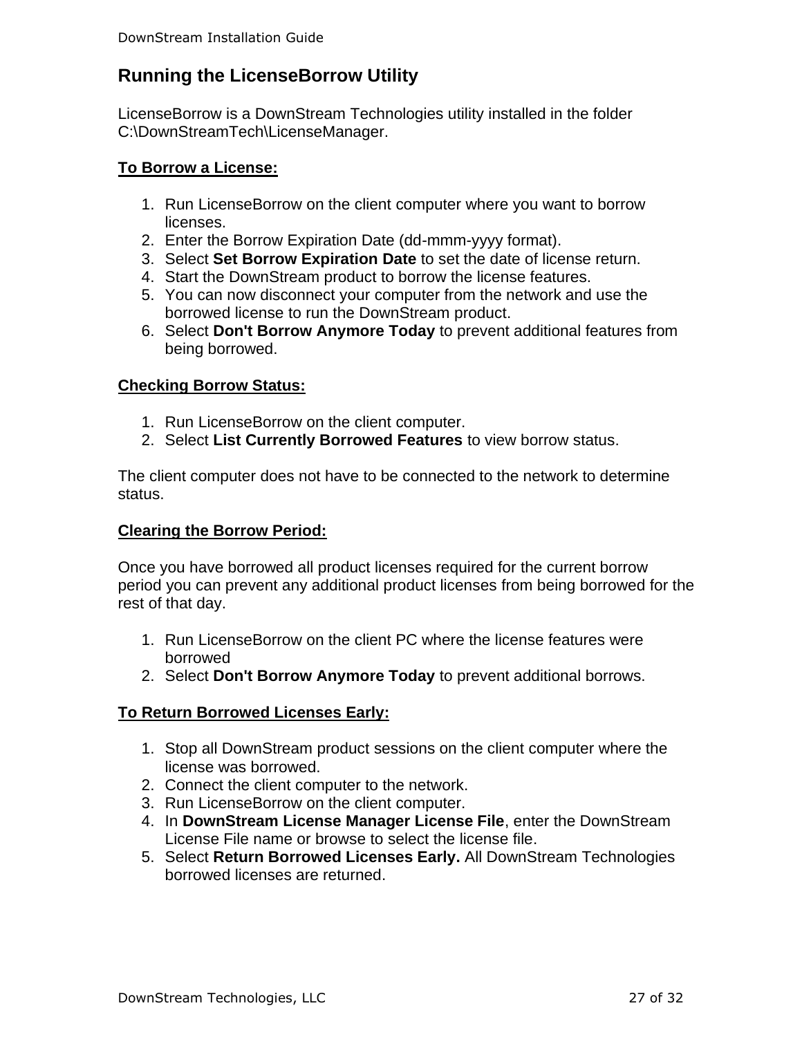## Running the LicenseBorrow Utility

LicenseBorrow is a DownStream Technologies utility installed in the folder C:\DownStreamTech\LicenseManager.

**To Borrow a License:**

1. Run LicenseBorrow on the client computer where you want to borrow licenses.
2. Enter the Borrow Expiration Date (dd-mmm-yyyy format).
3. Select **Set Borrow Expiration Date** to set the date of license return.
4. Start the DownStream product to borrow the license features.
5. You can now disconnect your computer from the network and use the borrowed license to run the DownStream product.
6. Select **Don't Borrow Anymore Today** to prevent additional features from being borrowed.

**Checking Borrow Status:**

1. Run LicenseBorrow on the client computer.
2. Select **List Currently Borrowed Features** to view borrow status.

The client computer does not have to be connected to the network to determine status.

**Clearing the Borrow Period:**

Once you have borrowed all product licenses required for the current borrow period you can prevent any additional product licenses from being borrowed for the rest of that day.

1. Run LicenseBorrow on the client PC where the license features were borrowed
2. Select **Don't Borrow Anymore Today** to prevent additional borrows.

**To Return Borrowed Licenses Early:**

1. Stop all DownStream product sessions on the client computer where the license was borrowed.
2. Connect the client computer to the network.
3. Run LicenseBorrow on the client computer.
4. In **DownStream License Manager License File**, enter the DownStream License File name or browse to select the license file.
5. Select **Return Borrowed Licenses Early.** All DownStream Technologies borrowed licenses are returned.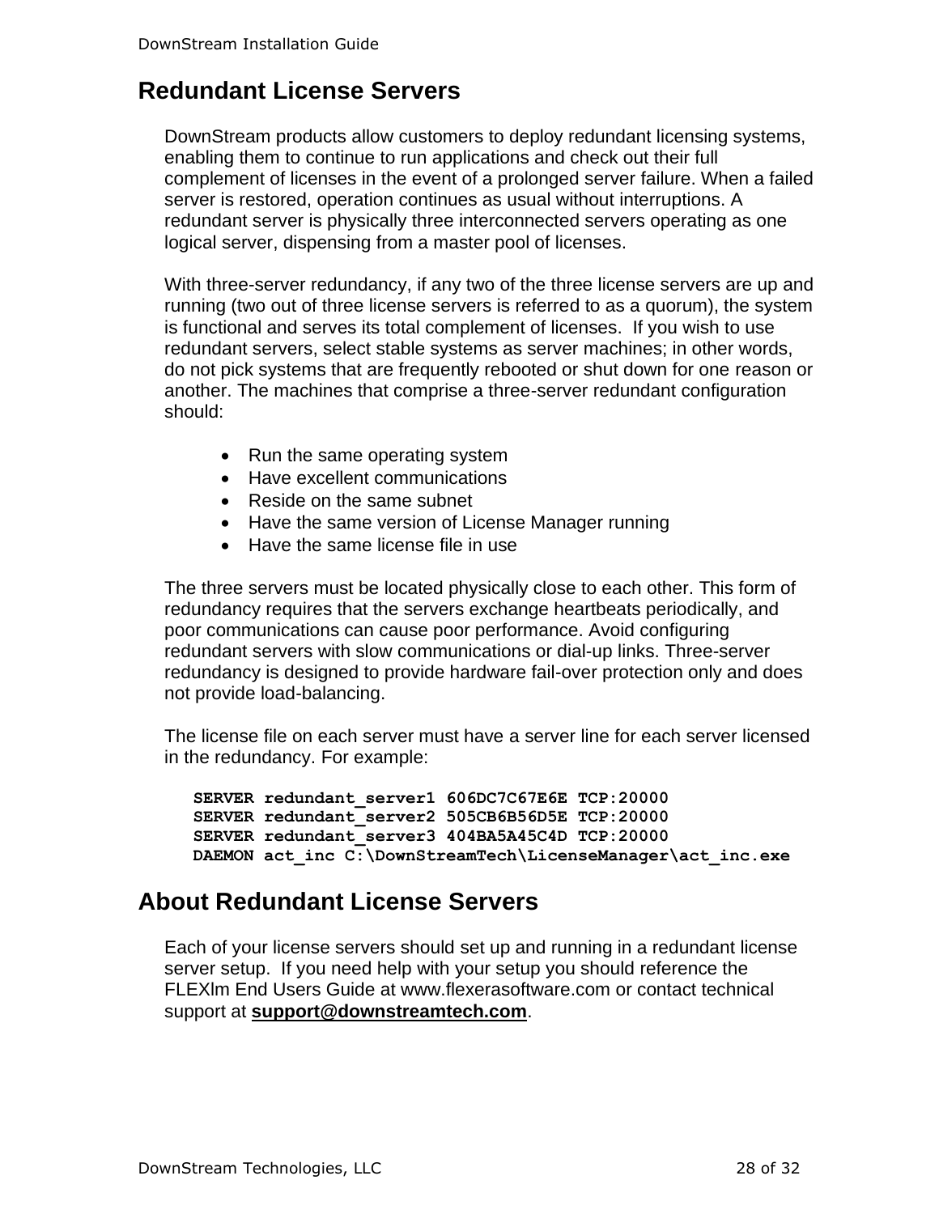# Redundant License Servers

DownStream products allow customers to deploy redundant licensing systems, enabling them to continue to run applications and check out their full complement of licenses in the event of a prolonged server failure. When a failed server is restored, operation continues as usual without interruptions. A redundant server is physically three interconnected servers operating as one logical server, dispensing from a master pool of licenses.

With three-server redundancy, if any two of the three license servers are up and running (two out of three license servers is referred to as a quorum), the system is functional and serves its total complement of licenses. If you wish to use redundant servers, select stable systems as server machines; in other words, do not pick systems that are frequently rebooted or shut down for one reason or another. The machines that comprise a three-server redundant configuration should:

- Run the same operating system
- Have excellent communications
- Reside on the same subnet
- Have the same version of License Manager running
- Have the same license file in use

The three servers must be located physically close to each other. This form of redundancy requires that the servers exchange heartbeats periodically, and poor communications can cause poor performance. Avoid configuring redundant servers with slow communications or dial-up links. Three-server redundancy is designed to provide hardware fail-over protection only and does not provide load-balancing.

The license file on each server must have a server line for each server licensed in the redundancy. For example:

```
SERVER redundant_server1 606DC7C67E6E TCP:20000
SERVER redundant_server2 505CB6B56D5E TCP:20000
SERVER redundant_server3 404BA5A45C4D TCP:20000
DAEMON act_inc C:\DownStreamTech\LicenseManager\act_inc.exe
```

# About Redundant License Servers

Each of your license servers should set up and running in a redundant license server setup. If you need help with your setup you should reference the FLEXlm End Users Guide at www.flexerasoftware.com or contact technical support at **support@downstreamtech.com**.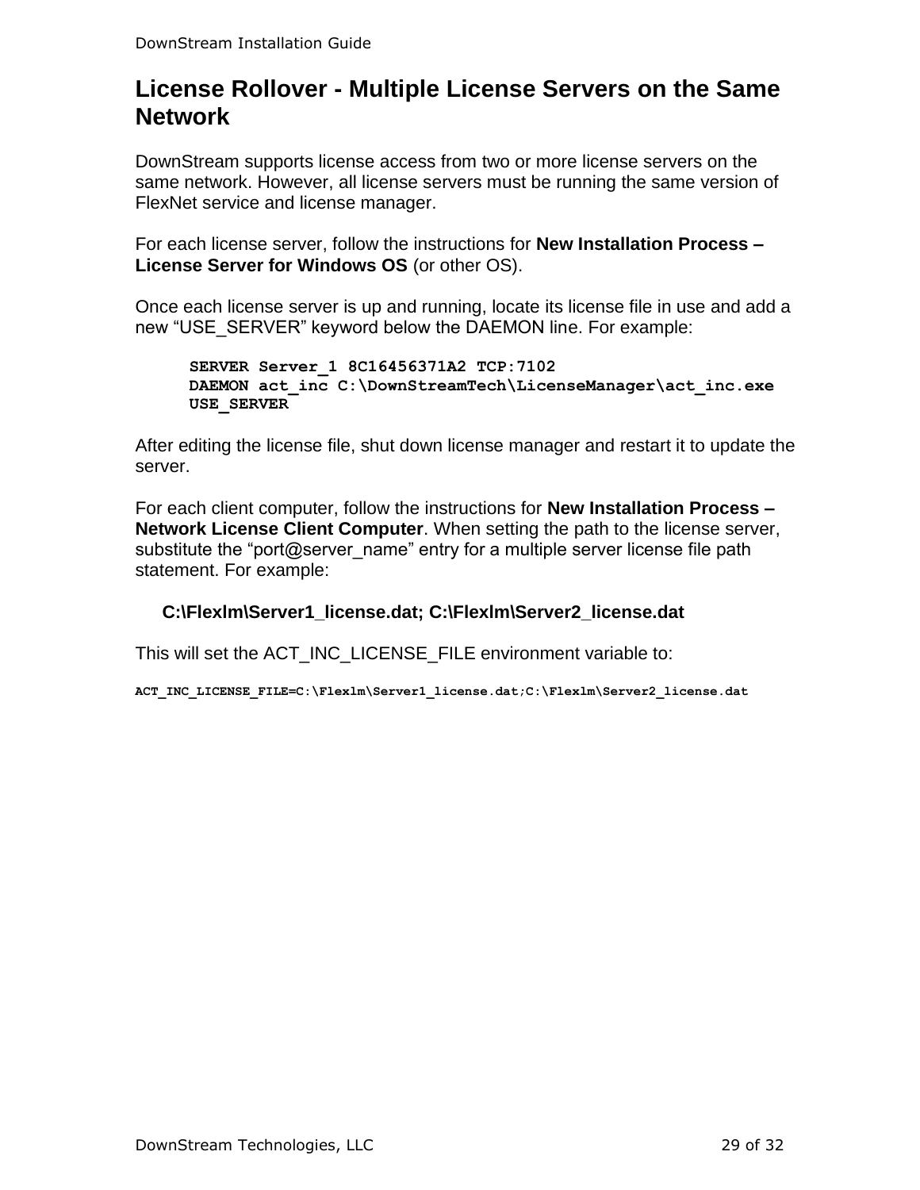## License Rollover - Multiple License Servers on the Same Network

DownStream supports license access from two or more license servers on the same network. However, all license servers must be running the same version of FlexNet service and license manager.

For each license server, follow the instructions for **New Installation Process – License Server for Windows OS** (or other OS).

Once each license server is up and running, locate its license file in use and add a new “USE_SERVER” keyword below the DAEMON line. For example:

```
SERVER Server_1 8C16456371A2 TCP:7102
DAEMON act_inc C:\DownStreamTech\LicenseManager\act_inc.exe
USE_SERVER
```

After editing the license file, shut down license manager and restart it to update the server.

For each client computer, follow the instructions for **New Installation Process – Network License Client Computer**. When setting the path to the license server, substitute the “port@server_name” entry for a multiple server license file path statement. For example:

**C:\Flexlm\Server1_license.dat; C:\Flexlm\Server2_license.dat**

This will set the ACT_INC_LICENSE_FILE environment variable to:

```
ACT_INC_LICENSE_FILE=C:\Flexlm\Server1_license.dat;C:\Flexlm\Server2_license.dat
```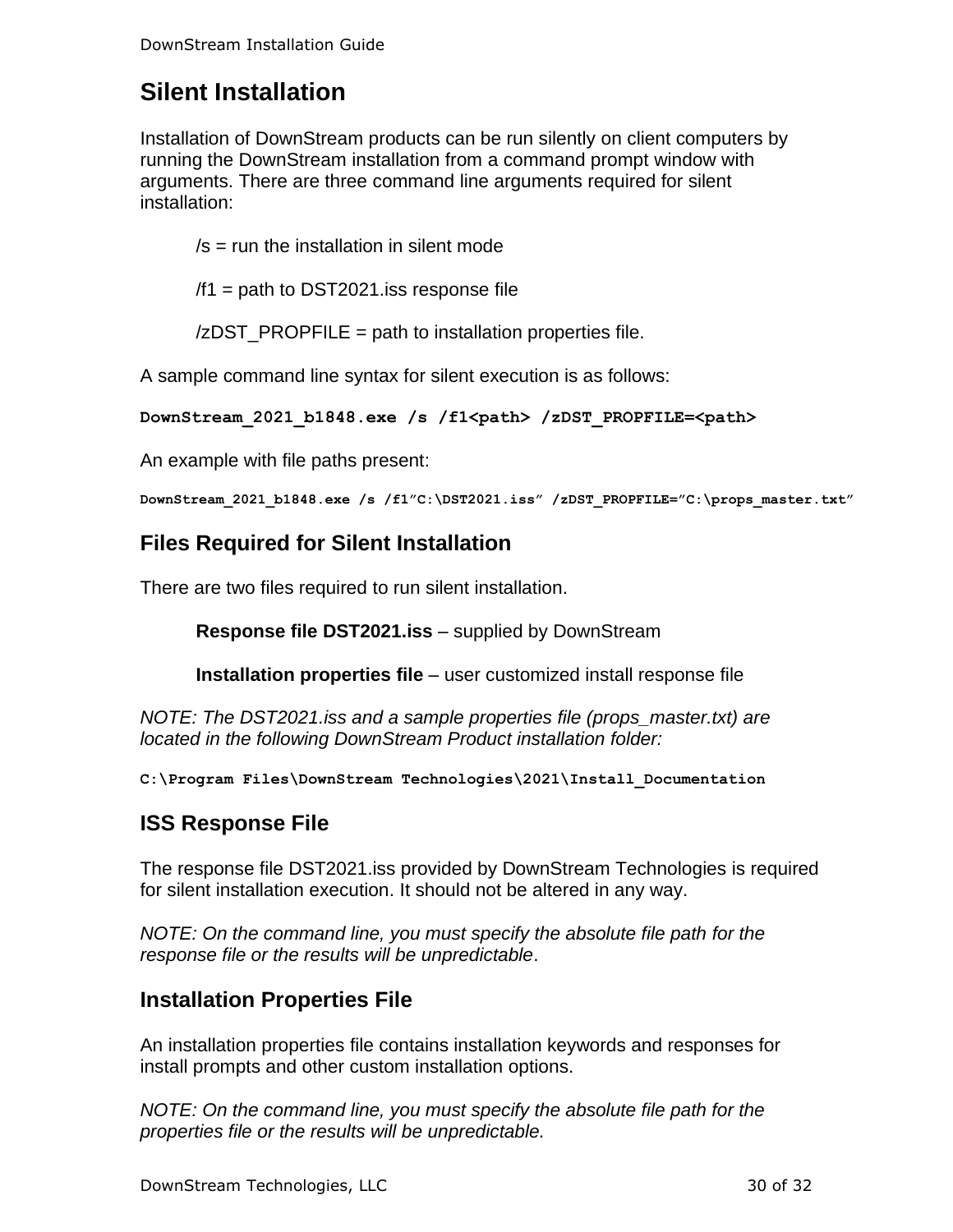# Silent Installation

Installation of DownStream products can be run silently on client computers by running the DownStream installation from a command prompt window with arguments. There are three command line arguments required for silent installation:

/s = run the installation in silent mode

/f1 = path to DST2021.iss response file

/zDST_PROPFILE = path to installation properties file.

A sample command line syntax for silent execution is as follows:

```
DownStream_2021_b1848.exe /s /f1<path> /zDST_PROPFILE=<path>
```

An example with file paths present:

```
DownStream_2021_b1848.exe /s /f1”C:\DST2021.iss” /zDST_PROPFILE=”C:\props_master.txt”
```

## Files Required for Silent Installation

There are two files required to run silent installation.

**Response file DST2021.iss** – supplied by DownStream

**Installation properties file** – user customized install response file

*NOTE: The DST2021.iss and a sample properties file (props_master.txt) are located in the following DownStream Product installation folder:*

```
C:\Program Files\DownStream Technologies\2021\Install_Documentation
```

## ISS Response File

The response file DST2021.iss provided by DownStream Technologies is required for silent installation execution. It should not be altered in any way.

*NOTE: On the command line, you must specify the absolute file path for the response file or the results will be unpredictable*.

## Installation Properties File

An installation properties file contains installation keywords and responses for install prompts and other custom installation options.

*NOTE: On the command line, you must specify the absolute file path for the properties file or the results will be unpredictable.*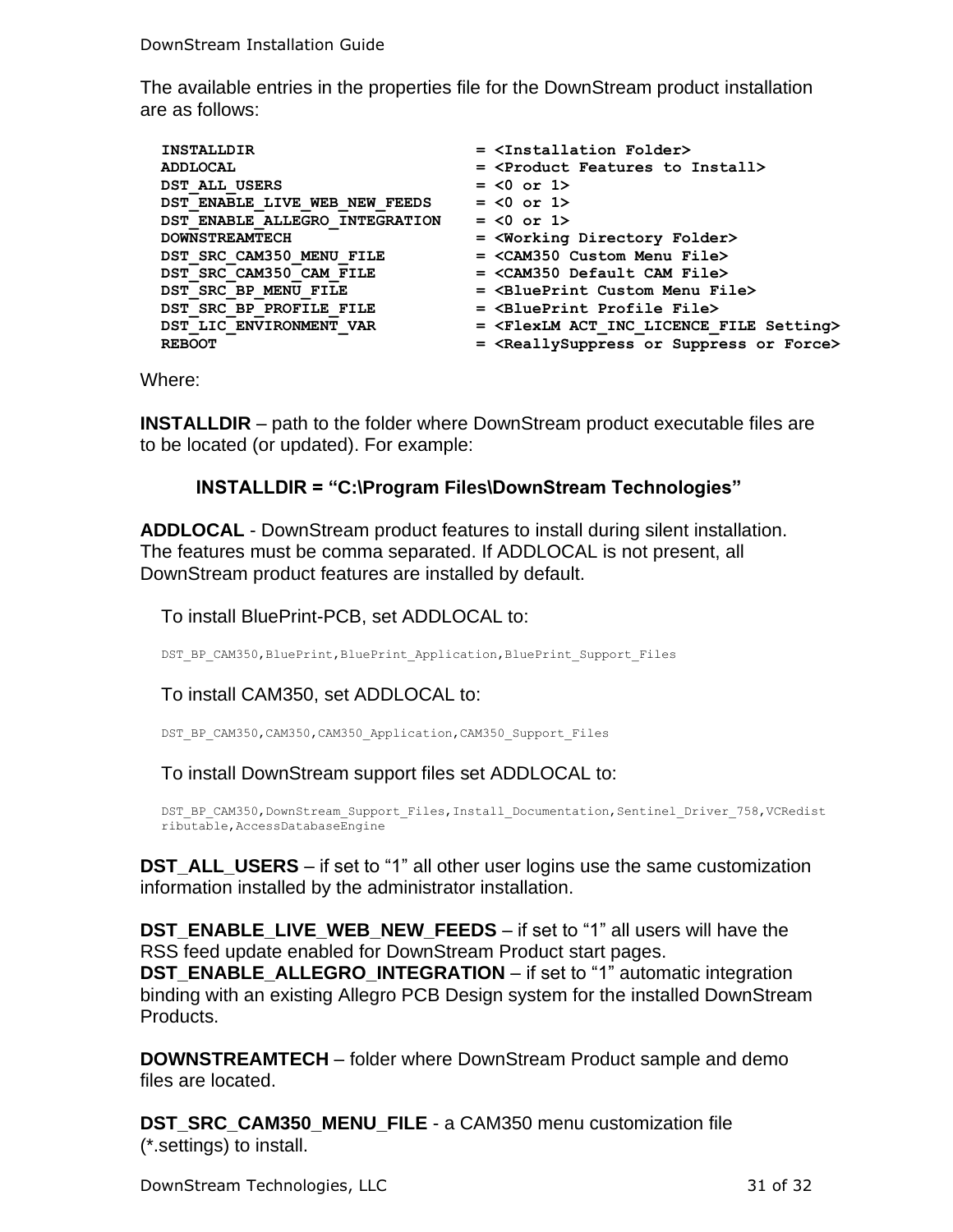The available entries in the properties file for the DownStream product installation are as follows:

```
INSTALLDIR                          = <Installation Folder>
ADDLOCAL                            = <Product Features to Install>
DST_ALL_USERS                       = <0 or 1>
DST_ENABLE_LIVE_WEB_NEW_FEEDS       = <0 or 1>
DST_ENABLE_ALLEGRO_INTEGRATION      = <0 or 1>
DOWNSTREAMTECH                      = <Working Directory Folder>
DST_SRC_CAM350_MENU_FILE            = <CAM350 Custom Menu File>
DST_SRC_CAM350_CAM_FILE             = <CAM350 Default CAM File>
DST_SRC_BP_MENU_FILE                = <BluePrint Custom Menu File>
DST_SRC_BP_PROFILE_FILE             = <BluePrint Profile File>
DST_LIC_ENVIRONMENT_VAR             = <FlexLM ACT_INC_LICENCE_FILE Setting>
REBOOT                              = <ReallySuppress or Suppress or Force>
```

Where:

**INSTALLDIR** – path to the folder where DownStream product executable files are to be located (or updated). For example:

**INSTALLDIR = "C:\Program Files\DownStream Technologies"**

**ADDLOCAL** - DownStream product features to install during silent installation. The features must be comma separated. If ADDLOCAL is not present, all DownStream product features are installed by default.

To install BluePrint-PCB, set ADDLOCAL to:

```
DST_BP_CAM350,BluePrint,BluePrint_Application,BluePrint_Support_Files
```

To install CAM350, set ADDLOCAL to:

```
DST_BP_CAM350,CAM350,CAM350_Application,CAM350_Support_Files
```

To install DownStream support files set ADDLOCAL to:

```
DST_BP_CAM350,DownStream_Support_Files,Install_Documentation,Sentinel_Driver_758,VCRedistributable,AccessDatabaseEngine
```

**DST_ALL_USERS** – if set to "1" all other user logins use the same customization information installed by the administrator installation.

**DST_ENABLE_LIVE_WEB_NEW_FEEDS** – if set to "1" all users will have the RSS feed update enabled for DownStream Product start pages.
**DST_ENABLE_ALLEGRO_INTEGRATION** – if set to "1" automatic integration binding with an existing Allegro PCB Design system for the installed DownStream Products.

**DOWNSTREAMTECH** – folder where DownStream Product sample and demo files are located.

**DST_SRC_CAM350_MENU_FILE** - a CAM350 menu customization file (*.settings) to install.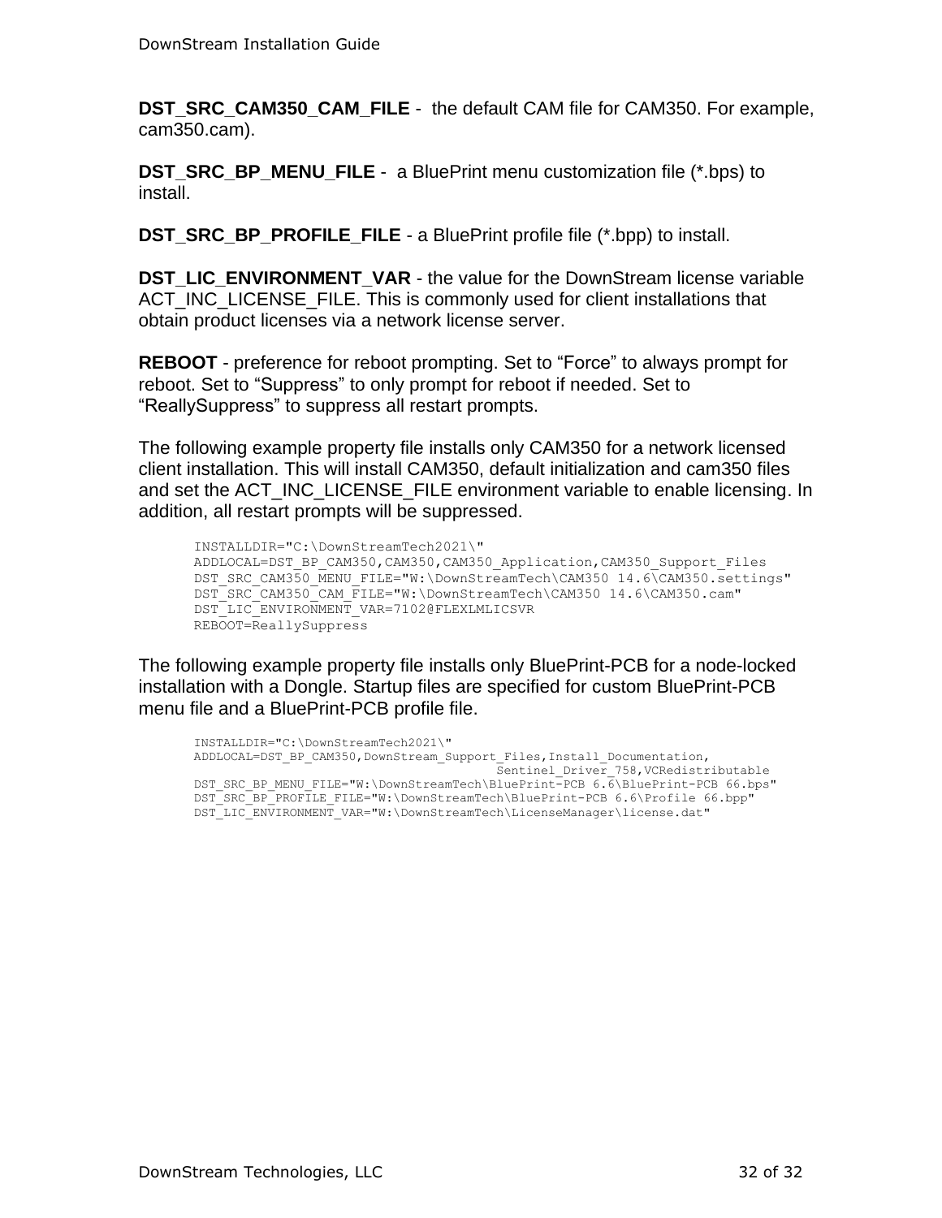**DST_SRC_CAM350_CAM_FILE** - the default CAM file for CAM350. For example, cam350.cam).

**DST_SRC_BP_MENU_FILE** - a BluePrint menu customization file (*.bps) to install.

**DST_SRC_BP_PROFILE_FILE** - a BluePrint profile file (*.bpp) to install.

**DST_LIC_ENVIRONMENT_VAR** - the value for the DownStream license variable ACT_INC_LICENSE_FILE. This is commonly used for client installations that obtain product licenses via a network license server.

**REBOOT** - preference for reboot prompting. Set to "Force" to always prompt for reboot. Set to "Suppress" to only prompt for reboot if needed. Set to "ReallySuppress" to suppress all restart prompts.

The following example property file installs only CAM350 for a network licensed client installation. This will install CAM350, default initialization and cam350 files and set the ACT_INC_LICENSE_FILE environment variable to enable licensing. In addition, all restart prompts will be suppressed.

```
INSTALLDIR="C:\DownStreamTech2021\"
ADDLOCAL=DST_BP_CAM350,CAM350,CAM350_Application,CAM350_Support_Files
DST_SRC_CAM350_MENU_FILE="W:\DownStreamTech\CAM350 14.6\CAM350.settings"
DST_SRC_CAM350_CAM_FILE="W:\DownStreamTech\CAM350 14.6\CAM350.cam"
DST_LIC_ENVIRONMENT_VAR=7102@FLEXLMLICSVR
REBOOT=ReallySuppress
```

The following example property file installs only BluePrint-PCB for a node-locked installation with a Dongle. Startup files are specified for custom BluePrint-PCB menu file and a BluePrint-PCB profile file.

```
INSTALLDIR="C:\DownStreamTech2021\"
ADDLOCAL=DST_BP_CAM350,DownStream_Support_Files,Install_Documentation,
                                   Sentinel_Driver_758,VCRedistributable
DST_SRC_BP_MENU_FILE="W:\DownStreamTech\BluePrint-PCB 6.6\BluePrint-PCB 66.bps"
DST_SRC_BP_PROFILE_FILE="W:\DownStreamTech\BluePrint-PCB 6.6\Profile 66.bpp"
DST_LIC_ENVIRONMENT_VAR="W:\DownStreamTech\LicenseManager\license.dat"
```